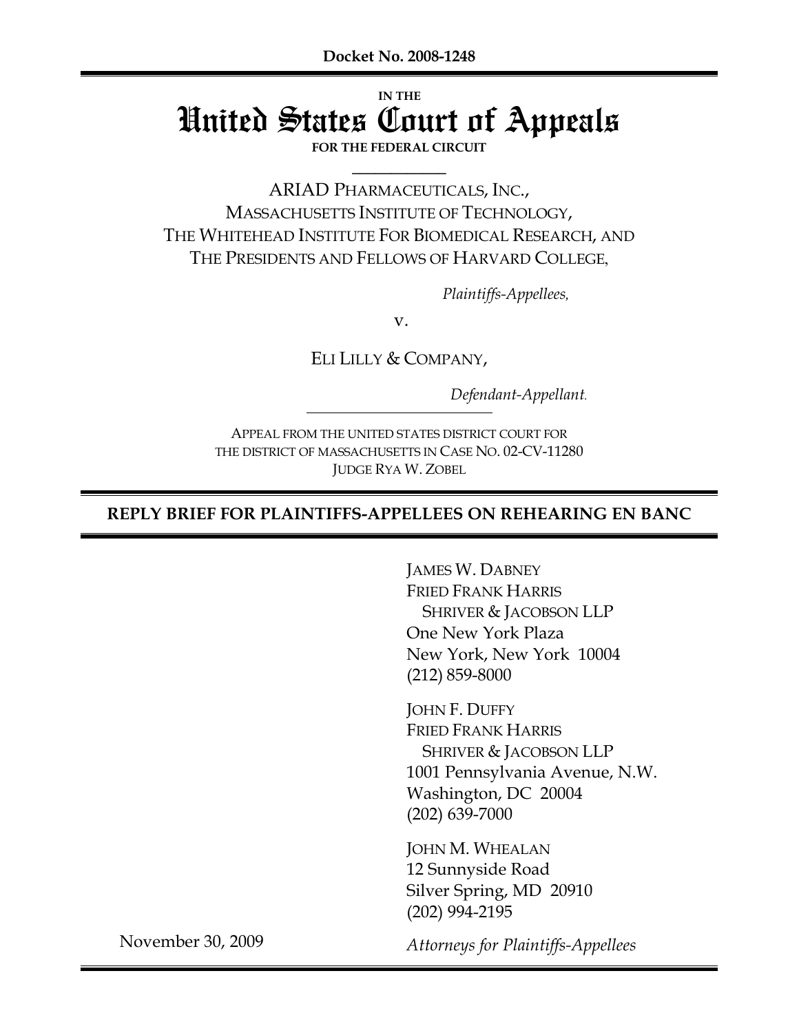**Docket No. 2008-1248**

IN THE

# United States Court of Appeals

**FOR THE FEDERAL CIRCUIT**

ARIAD PHARMACEUTICALS, INC.,
MASSACHUSETTS INSTITUTE OF TECHNOLOGY,
THE WHITEHEAD INSTITUTE FOR BIOMEDICAL RESEARCH, AND
THE PRESIDENTS AND FELLOWS OF HARVARD COLLEGE,

*Plaintiffs-Appellees,*

v.

ELI LILLY & COMPANY,

*Defendant-Appellant.*

APPEAL FROM THE UNITED STATES DISTRICT COURT FOR
THE DISTRICT OF MASSACHUSETTS IN CASE NO. 02-CV-11280
JUDGE RYA W. ZOBEL

## REPLY BRIEF FOR PLAINTIFFS-APPELLEES ON REHEARING EN BANC

JAMES W. DABNEY
FRIED FRANK HARRIS
SHRIVER & JACOBSON LLP
One New York Plaza
New York, New York 10004
(212) 859-8000

JOHN F. DUFFY
FRIED FRANK HARRIS
SHRIVER & JACOBSON LLP
1001 Pennsylvania Avenue, N.W.
Washington, DC 20004
(202) 639-7000

JOHN M. WHEALAN
12 Sunnyside Road
Silver Spring, MD 20910
(202) 994-2195

November 30, 2009

*Attorneys for Plaintiffs-Appellees*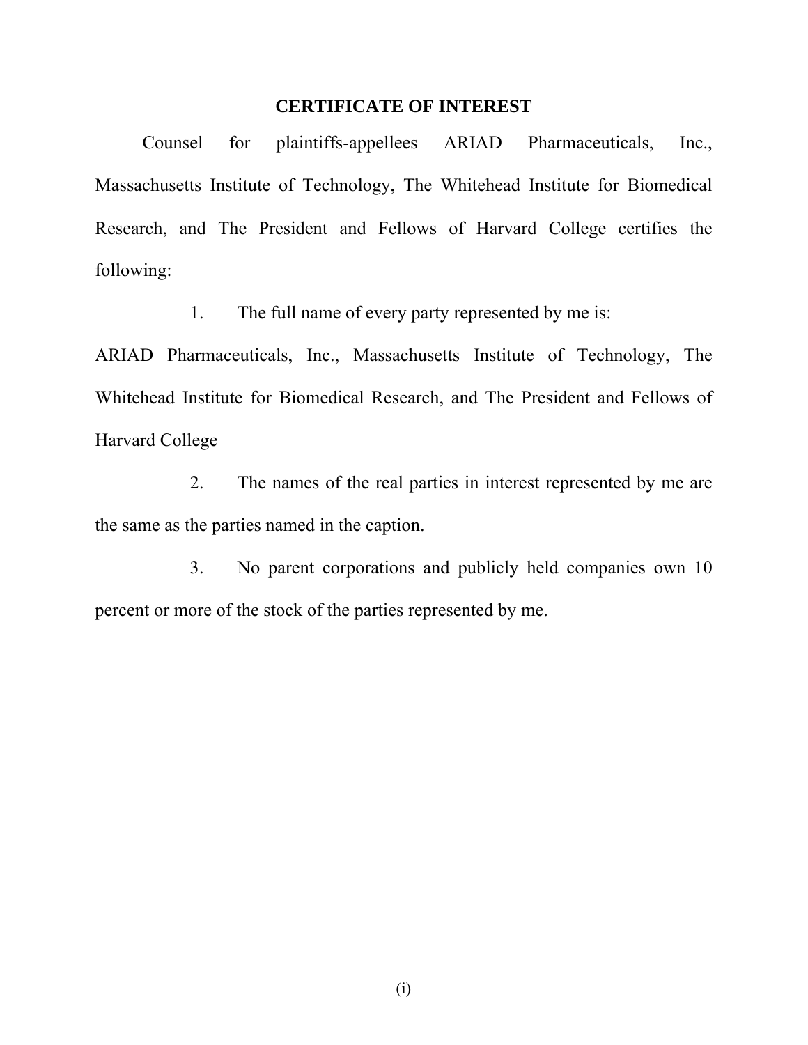## CERTIFICATE OF INTEREST

Counsel for plaintiffs-appellees ARIAD Pharmaceuticals, Inc., Massachusetts Institute of Technology, The Whitehead Institute for Biomedical Research, and The President and Fellows of Harvard College certifies the following:

1. The full name of every party represented by me is:

ARIAD Pharmaceuticals, Inc., Massachusetts Institute of Technology, The Whitehead Institute for Biomedical Research, and The President and Fellows of Harvard College

2. The names of the real parties in interest represented by me are the same as the parties named in the caption.

3. No parent corporations and publicly held companies own 10 percent or more of the stock of the parties represented by me.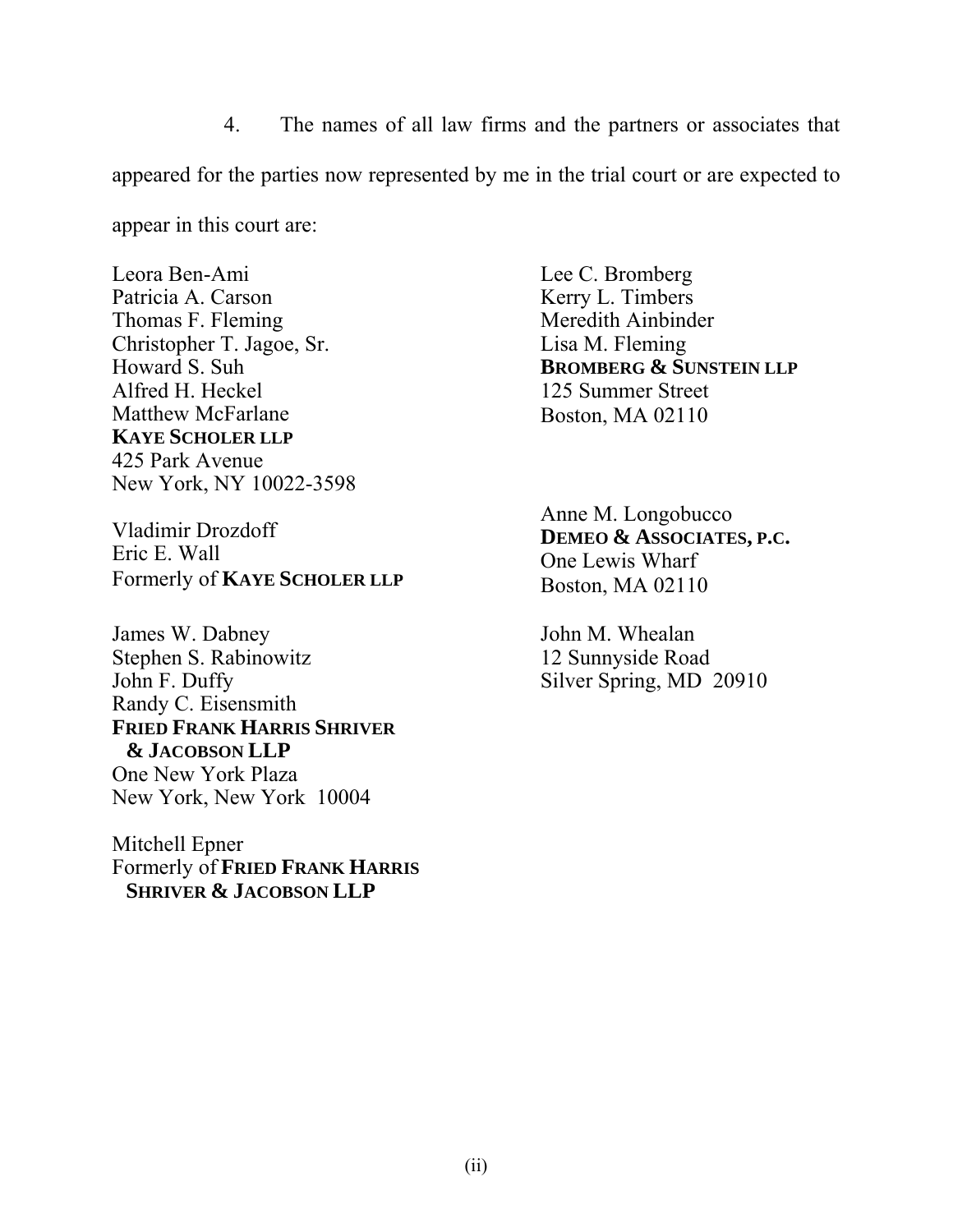4. The names of all law firms and the partners or associates that appeared for the parties now represented by me in the trial court or are expected to appear in this court are:

Leora Ben-Ami
Patricia A. Carson
Thomas F. Fleming
Christopher T. Jagoe, Sr.
Howard S. Suh
Alfred H. Heckel
Matthew McFarlane
**KAYE SCHOLER LLP**
425 Park Avenue
New York, NY 10022-3598

Vladimir Drozdoff
Eric E. Wall
Formerly of **KAYE SCHOLER LLP**

James W. Dabney
Stephen S. Rabinowitz
John F. Duffy
Randy C. Eisensmith
**FRIED FRANK HARRIS SHRIVER & JACOBSON LLP**
One New York Plaza
New York, New York 10004

Mitchell Epner
Formerly of **FRIED FRANK HARRIS SHRIVER & JACOBSON LLP**

Lee C. Bromberg
Kerry L. Timbers
Meredith Ainbinder
Lisa M. Fleming
**BROMBERG & SUNSTEIN LLP**
125 Summer Street
Boston, MA 02110

Anne M. Longobucco
**DEMEO & ASSOCIATES, P.C.**
One Lewis Wharf
Boston, MA 02110

John M. Whealan
12 Sunnyside Road
Silver Spring, MD 20910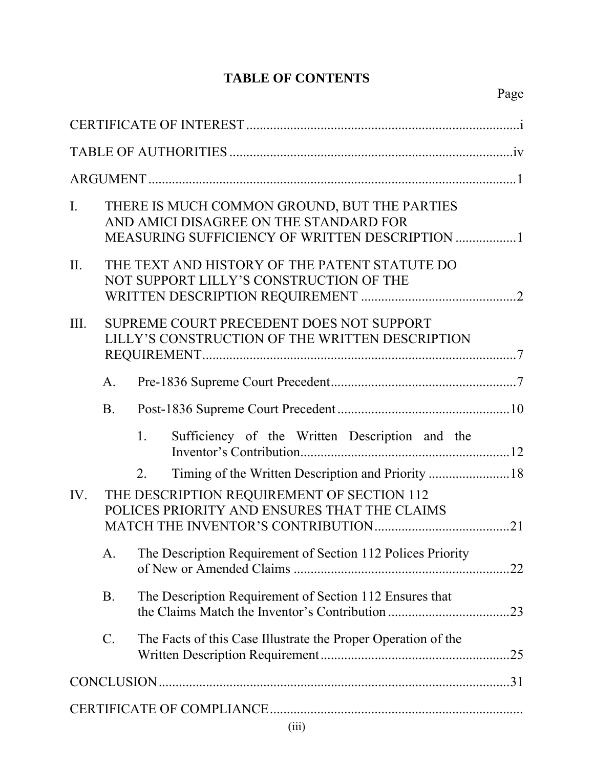# TABLE OF CONTENTS

| | Page |
|---|---|
| CERTIFICATE OF INTEREST | i |
| TABLE OF AUTHORITIES | iv |
| ARGUMENT | 1 |
| I. THERE IS MUCH COMMON GROUND, BUT THE PARTIES AND AMICI DISAGREE ON THE STANDARD FOR MEASURING SUFFICIENCY OF WRITTEN DESCRIPTION | 1 |
| II. THE TEXT AND HISTORY OF THE PATENT STATUTE DO NOT SUPPORT LILLY'S CONSTRUCTION OF THE WRITTEN DESCRIPTION REQUIREMENT | 2 |
| III. SUPREME COURT PRECEDENT DOES NOT SUPPORT LILLY'S CONSTRUCTION OF THE WRITTEN DESCRIPTION REQUIREMENT | 7 |
| A. Pre-1836 Supreme Court Precedent | 7 |
| B. Post-1836 Supreme Court Precedent | 10 |
| 1. Sufficiency of the Written Description and the Inventor's Contribution | 12 |
| 2. Timing of the Written Description and Priority | 18 |
| IV. THE DESCRIPTION REQUIREMENT OF SECTION 112 POLICES PRIORITY AND ENSURES THAT THE CLAIMS MATCH THE INVENTOR'S CONTRIBUTION | 21 |
| A. The Description Requirement of Section 112 Polices Priority of New or Amended Claims | 22 |
| B. The Description Requirement of Section 112 Ensures that the Claims Match the Inventor's Contribution | 23 |
| C. The Facts of this Case Illustrate the Proper Operation of the Written Description Requirement | 25 |
| CONCLUSION | 31 |
| CERTIFICATE OF COMPLIANCE | |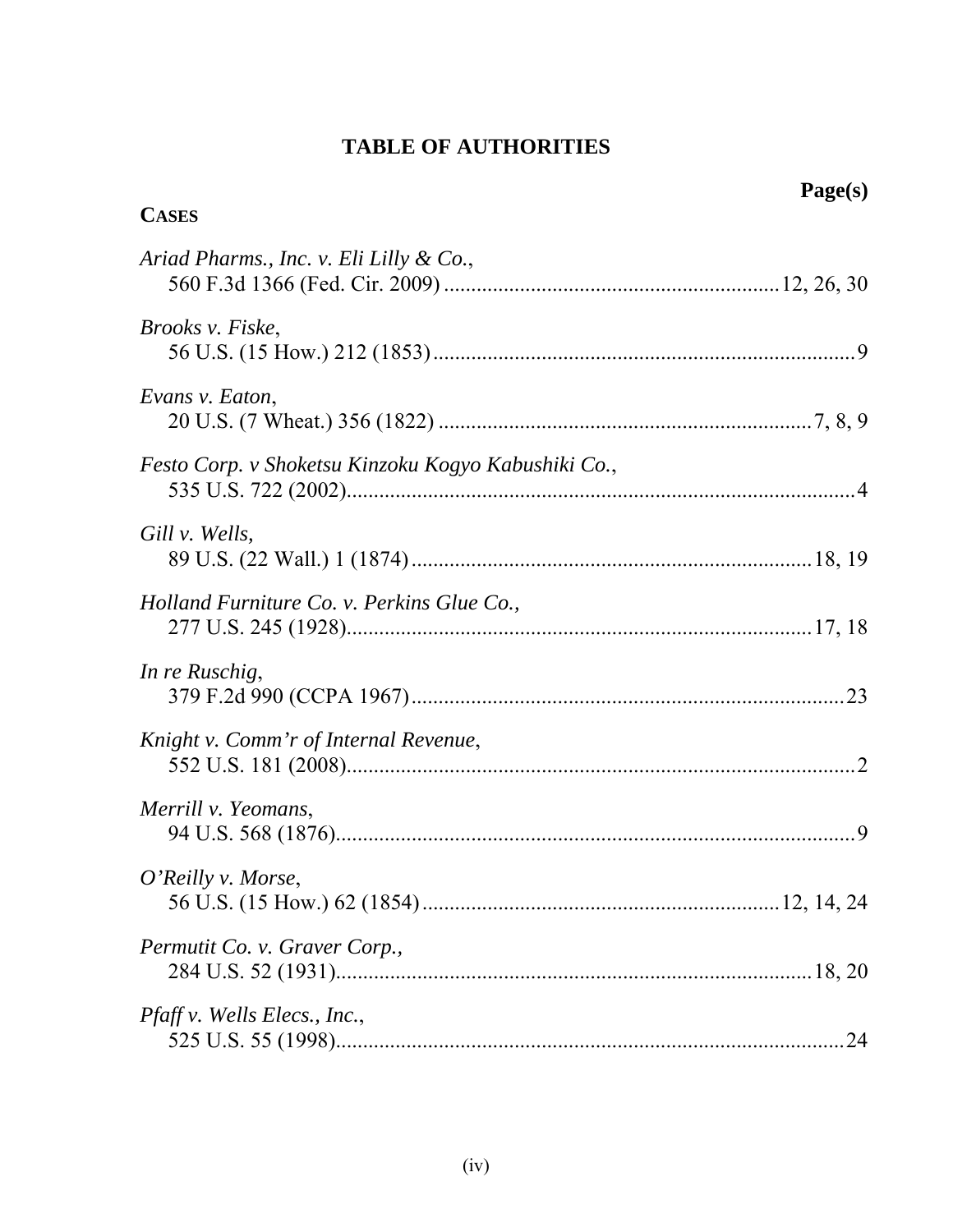# TABLE OF AUTHORITIES

**Page(s)**

**CASES**

*Ariad Pharms., Inc. v. Eli Lilly & Co.*,
560 F.3d 1366 (Fed. Cir. 2009) .......... 12, 26, 30

*Brooks v. Fiske*,
56 U.S. (15 How.) 212 (1853) .......... 9

*Evans v. Eaton*,
20 U.S. (7 Wheat.) 356 (1822) .......... 7, 8, 9

*Festo Corp. v Shoketsu Kinzoku Kogyo Kabushiki Co.*,
535 U.S. 722 (2002) .......... 4

*Gill v. Wells,*
89 U.S. (22 Wall.) 1 (1874) .......... 18, 19

*Holland Furniture Co. v. Perkins Glue Co.,*
277 U.S. 245 (1928) .......... 17, 18

*In re Ruschig*,
379 F.2d 990 (CCPA 1967) .......... 23

*Knight v. Comm'r of Internal Revenue*,
552 U.S. 181 (2008) .......... 2

*Merrill v. Yeomans*,
94 U.S. 568 (1876) .......... 9

*O'Reilly v. Morse*,
56 U.S. (15 How.) 62 (1854) .......... 12, 14, 24

*Permutit Co. v. Graver Corp.,*
284 U.S. 52 (1931) .......... 18, 20

*Pfaff v. Wells Elecs., Inc.*,
525 U.S. 55 (1998) .......... 24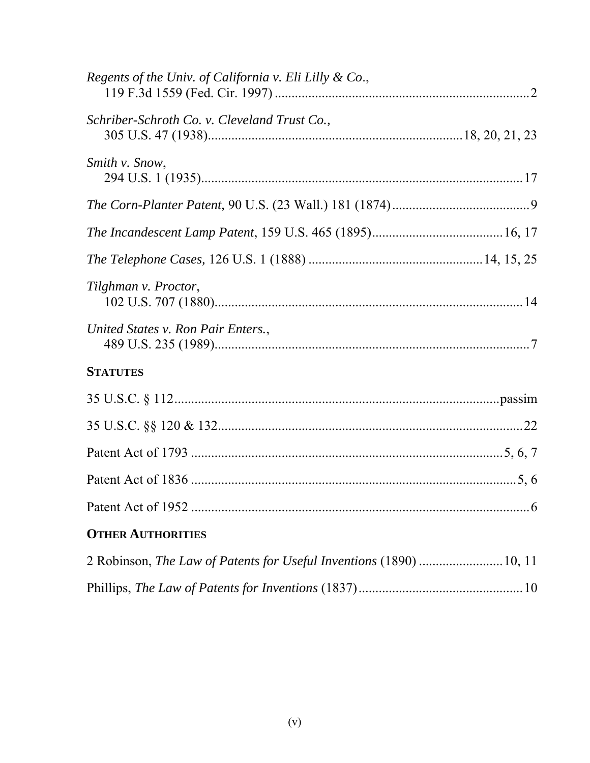*Regents of the Univ. of California v. Eli Lilly & Co.*,
119 F.3d 1559 (Fed. Cir. 1997) ....................................................................... 2

*Schriber-Schroth Co. v. Cleveland Trust Co.,*
305 U.S. 47 (1938)....................................................................... 18, 20, 21, 23

*Smith v. Snow*,
294 U.S. 1 (1935)........................................................................................... 17

*The Corn-Planter Patent,* 90 U.S. (23 Wall.) 181 (1874) ......................................... 9

*The Incandescent Lamp Patent*, 159 U.S. 465 (1895)....................................... 16, 17

*The Telephone Cases,* 126 U.S. 1 (1888) ................................................... 14, 15, 25

*Tilghman v. Proctor*,
102 U.S. 707 (1880)......................................................................................... 14

*United States v. Ron Pair Enters.*,
489 U.S. 235 (1989)........................................................................................... 7

**STATUTES**

35 U.S.C. § 112.................................................................................................passim

35 U.S.C. §§ 120 & 132.......................................................................................... 22

Patent Act of 1793 ............................................................................................ 5, 6, 7

Patent Act of 1836 ................................................................................................ 5, 6

Patent Act of 1952 .................................................................................................... 6

**OTHER AUTHORITIES**

2 Robinson, *The Law of Patents for Useful Inventions* (1890) ......................... 10, 11

Phillips, *The Law of Patents for Inventions* (1837)................................................ 10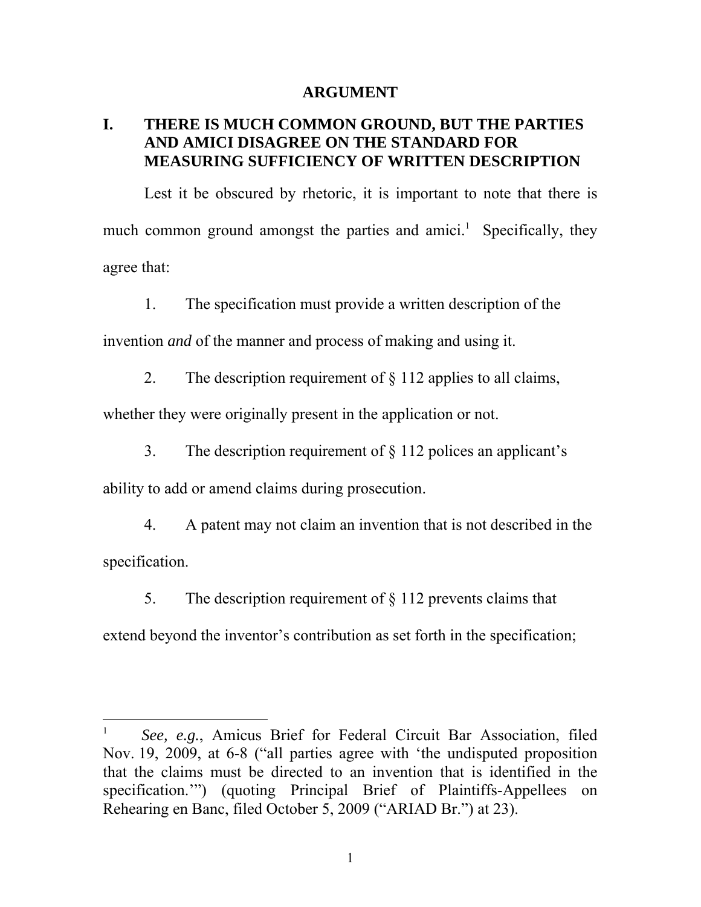# ARGUMENT

## I. THERE IS MUCH COMMON GROUND, BUT THE PARTIES AND AMICI DISAGREE ON THE STANDARD FOR MEASURING SUFFICIENCY OF WRITTEN DESCRIPTION

Lest it be obscured by rhetoric, it is important to note that there is much common ground amongst the parties and amici.[1] Specifically, they agree that:

1. The specification must provide a written description of the invention *and* of the manner and process of making and using it.

2. The description requirement of § 112 applies to all claims, whether they were originally present in the application or not.

3. The description requirement of § 112 polices an applicant's ability to add or amend claims during prosecution.

4. A patent may not claim an invention that is not described in the specification.

5. The description requirement of § 112 prevents claims that extend beyond the inventor's contribution as set forth in the specification;

---

[1] *See, e.g.*, Amicus Brief for Federal Circuit Bar Association, filed Nov. 19, 2009, at 6-8 ("all parties agree with 'the undisputed proposition that the claims must be directed to an invention that is identified in the specification.'") (quoting Principal Brief of Plaintiffs-Appellees on Rehearing en Banc, filed October 5, 2009 ("ARIAD Br.") at 23).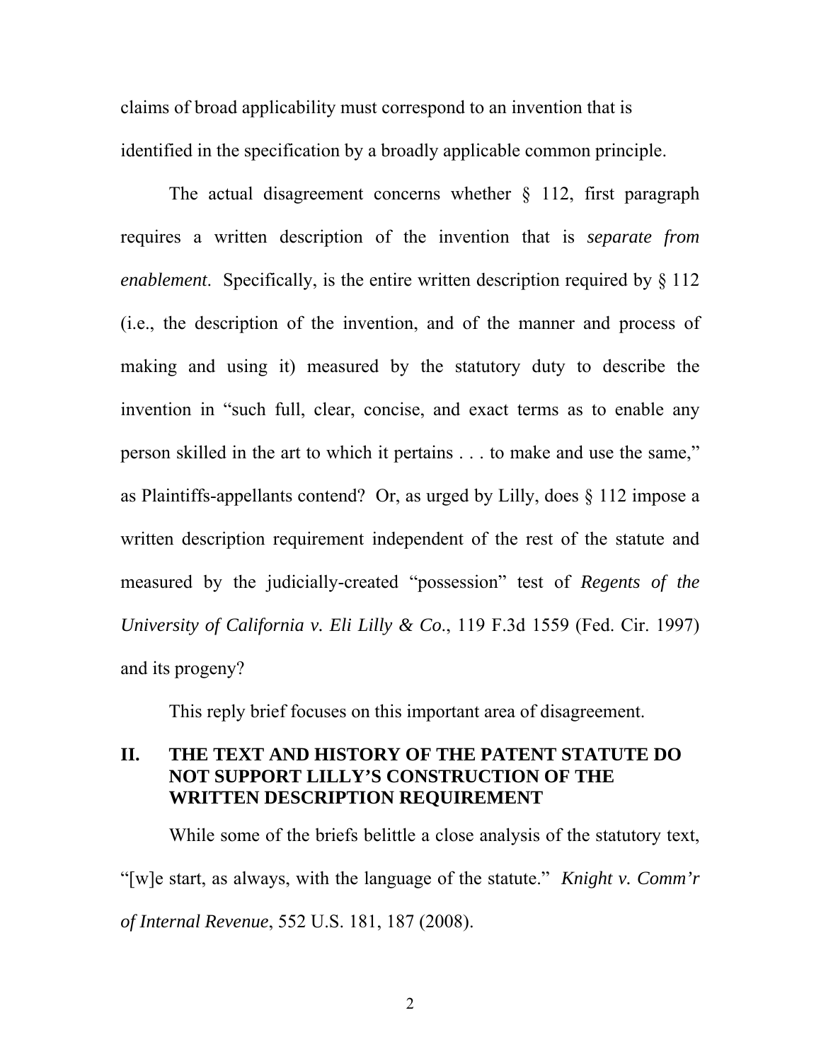claims of broad applicability must correspond to an invention that is identified in the specification by a broadly applicable common principle.

The actual disagreement concerns whether § 112, first paragraph requires a written description of the invention that is *separate from enablement*. Specifically, is the entire written description required by § 112 (i.e., the description of the invention, and of the manner and process of making and using it) measured by the statutory duty to describe the invention in "such full, clear, concise, and exact terms as to enable any person skilled in the art to which it pertains . . . to make and use the same," as Plaintiffs-appellants contend? Or, as urged by Lilly, does § 112 impose a written description requirement independent of the rest of the statute and measured by the judicially-created "possession" test of *Regents of the University of California v. Eli Lilly & Co*., 119 F.3d 1559 (Fed. Cir. 1997) and its progeny?

This reply brief focuses on this important area of disagreement.

## II. THE TEXT AND HISTORY OF THE PATENT STATUTE DO NOT SUPPORT LILLY'S CONSTRUCTION OF THE WRITTEN DESCRIPTION REQUIREMENT

While some of the briefs belittle a close analysis of the statutory text, "[w]e start, as always, with the language of the statute." *Knight v. Comm'r of Internal Revenue*, 552 U.S. 181, 187 (2008).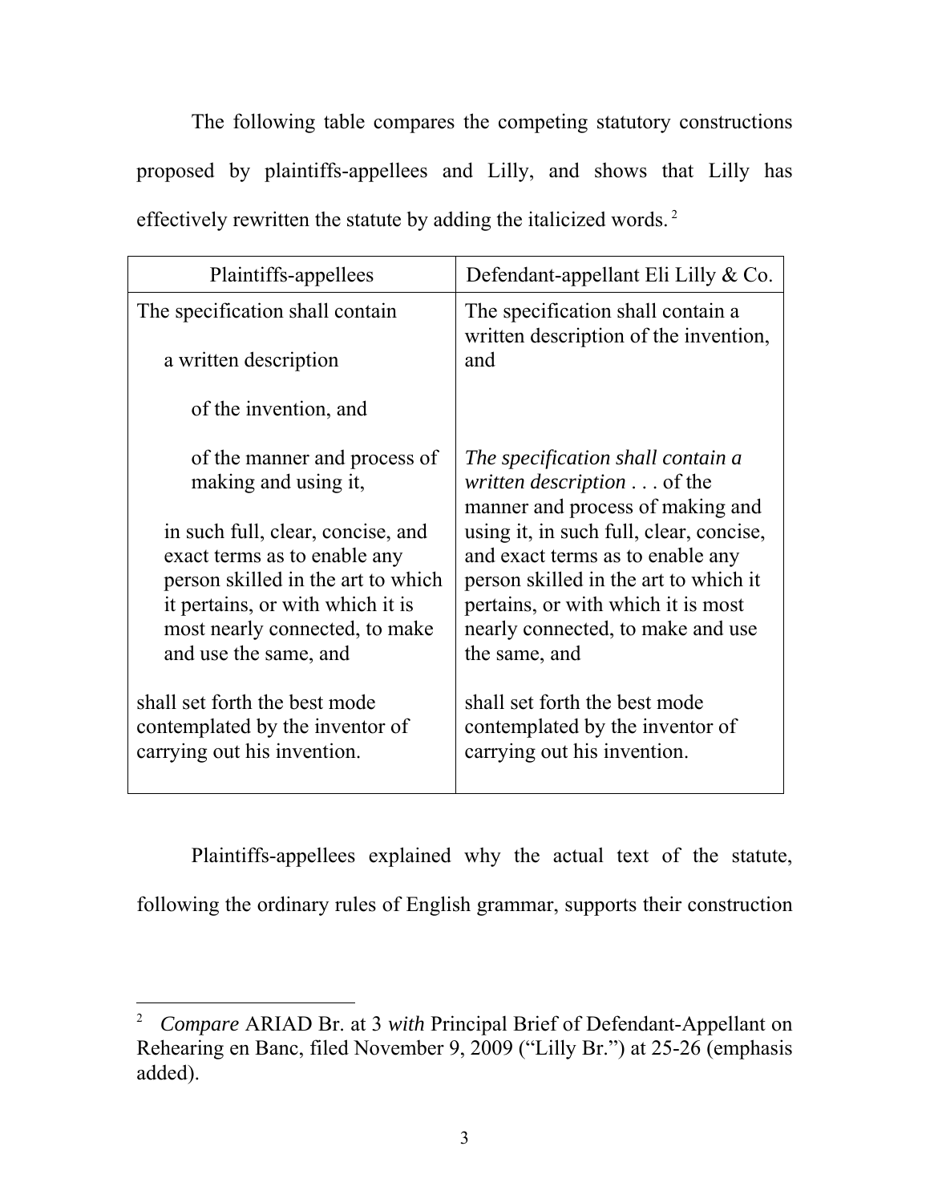The following table compares the competing statutory constructions proposed by plaintiffs-appellees and Lilly, and shows that Lilly has effectively rewritten the statute by adding the italicized words.[2]

| Plaintiffs-appellees | Defendant-appellant Eli Lilly & Co. |
|---|---|
| The specification shall contain<br><br>a written description<br><br>of the invention, and | The specification shall contain a written description of the invention, and |
| of the manner and process of making and using it,<br><br>in such full, clear, concise, and exact terms as to enable any person skilled in the art to which it pertains, or with which it is most nearly connected, to make and use the same, and | *The specification shall contain a written description* . . . of the manner and process of making and using it, in such full, clear, concise, and exact terms as to enable any person skilled in the art to which it pertains, or with which it is most nearly connected, to make and use the same, and |
| shall set forth the best mode contemplated by the inventor of carrying out his invention. | shall set forth the best mode contemplated by the inventor of carrying out his invention. |

Plaintiffs-appellees explained why the actual text of the statute, following the ordinary rules of English grammar, supports their construction

---

[2] *Compare* ARIAD Br. at 3 *with* Principal Brief of Defendant-Appellant on Rehearing en Banc, filed November 9, 2009 ("Lilly Br.") at 25-26 (emphasis added).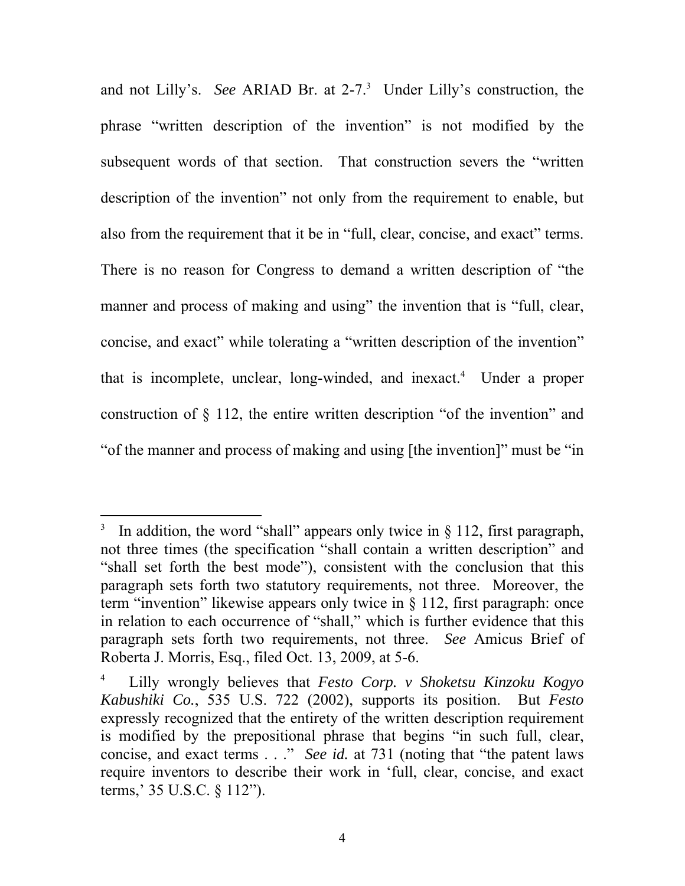and not Lilly's. *See* ARIAD Br. at 2-7.[3] Under Lilly's construction, the phrase "written description of the invention" is not modified by the subsequent words of that section. That construction severs the "written description of the invention" not only from the requirement to enable, but also from the requirement that it be in "full, clear, concise, and exact" terms. There is no reason for Congress to demand a written description of "the manner and process of making and using" the invention that is "full, clear, concise, and exact" while tolerating a "written description of the invention" that is incomplete, unclear, long-winded, and inexact.[4] Under a proper construction of § 112, the entire written description "of the invention" and "of the manner and process of making and using [the invention]" must be "in

---

[3] In addition, the word "shall" appears only twice in § 112, first paragraph, not three times (the specification "shall contain a written description" and "shall set forth the best mode"), consistent with the conclusion that this paragraph sets forth two statutory requirements, not three. Moreover, the term "invention" likewise appears only twice in § 112, first paragraph: once in relation to each occurrence of "shall," which is further evidence that this paragraph sets forth two requirements, not three. *See* Amicus Brief of Roberta J. Morris, Esq., filed Oct. 13, 2009, at 5-6.

[4] Lilly wrongly believes that *Festo Corp. v Shoketsu Kinzoku Kogyo Kabushiki Co.*, 535 U.S. 722 (2002), supports its position. But *Festo* expressly recognized that the entirety of the written description requirement is modified by the prepositional phrase that begins "in such full, clear, concise, and exact terms . . ." *See id.* at 731 (noting that "the patent laws require inventors to describe their work in 'full, clear, concise, and exact terms,' 35 U.S.C. § 112").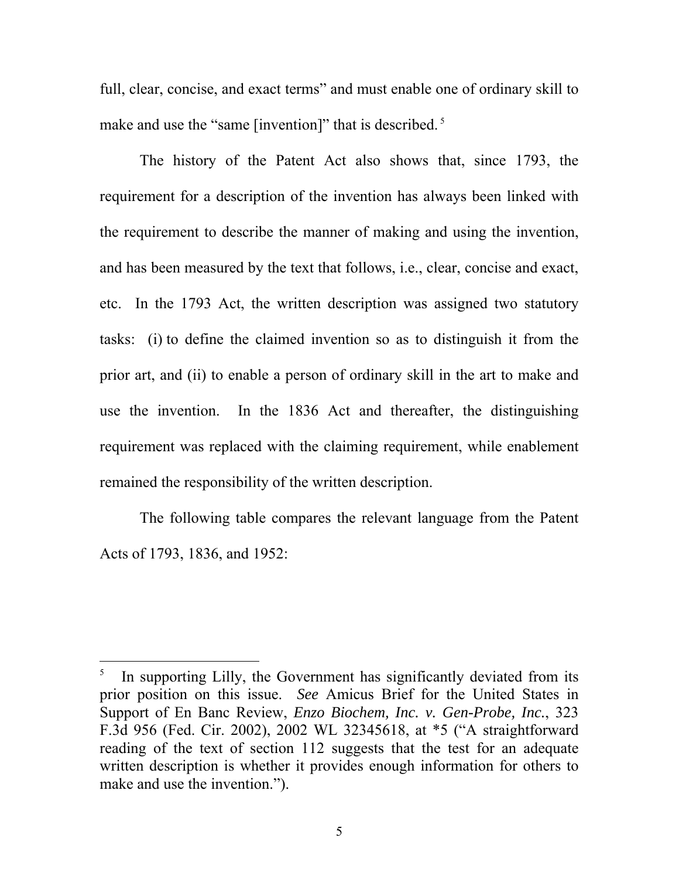full, clear, concise, and exact terms" and must enable one of ordinary skill to make and use the "same [invention]" that is described.[5]

The history of the Patent Act also shows that, since 1793, the requirement for a description of the invention has always been linked with the requirement to describe the manner of making and using the invention, and has been measured by the text that follows, i.e., clear, concise and exact, etc. In the 1793 Act, the written description was assigned two statutory tasks: (i) to define the claimed invention so as to distinguish it from the prior art, and (ii) to enable a person of ordinary skill in the art to make and use the invention. In the 1836 Act and thereafter, the distinguishing requirement was replaced with the claiming requirement, while enablement remained the responsibility of the written description.

The following table compares the relevant language from the Patent Acts of 1793, 1836, and 1952:

---

[5] In supporting Lilly, the Government has significantly deviated from its prior position on this issue. *See* Amicus Brief for the United States in Support of En Banc Review, *Enzo Biochem, Inc. v. Gen-Probe, Inc.*, 323 F.3d 956 (Fed. Cir. 2002), 2002 WL 32345618, at *5 ("A straightforward reading of the text of section 112 suggests that the test for an adequate written description is whether it provides enough information for others to make and use the invention.").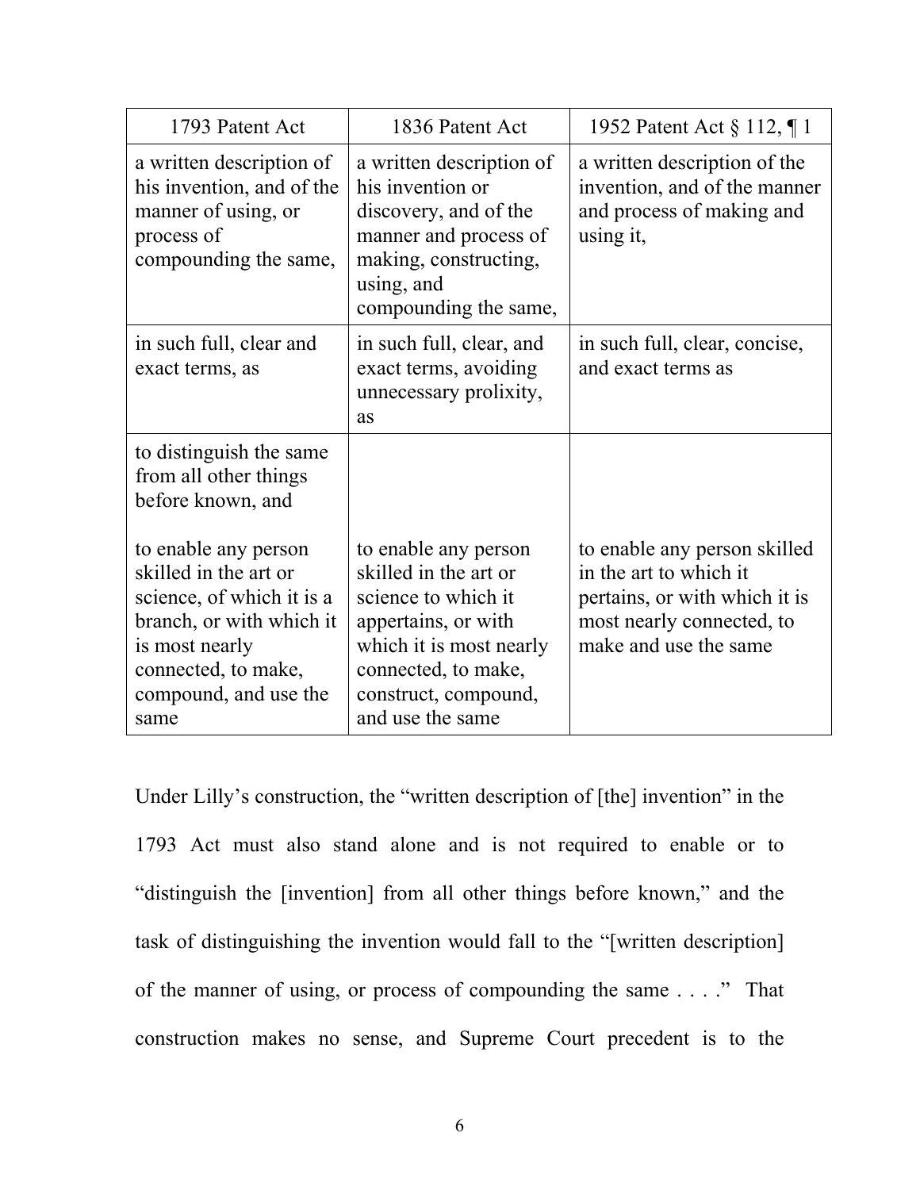| 1793 Patent Act | 1836 Patent Act | 1952 Patent Act § 112, ¶ 1 |
| --- | --- | --- |
| a written description of his invention, and of the manner of using, or process of compounding the same, | a written description of his invention or discovery, and of the manner and process of making, constructing, using, and compounding the same, | a written description of the invention, and of the manner and process of making and using it, |
| in such full, clear and exact terms, as | in such full, clear, and exact terms, avoiding unnecessary prolixity, as | in such full, clear, concise, and exact terms as |
| to distinguish the same from all other things before known, and<br><br>to enable any person skilled in the art or science, of which it is a branch, or with which it is most nearly connected, to make, compound, and use the same | <br><br><br><br>to enable any person skilled in the art or science to which it appertains, or with which it is most nearly connected, to make, construct, compound, and use the same | <br><br><br><br>to enable any person skilled in the art to which it pertains, or with which it is most nearly connected, to make and use the same |

Under Lilly's construction, the "written description of [the] invention" in the 1793 Act must also stand alone and is not required to enable or to "distinguish the [invention] from all other things before known," and the task of distinguishing the invention would fall to the "[written description] of the manner of using, or process of compounding the same . . . ." That construction makes no sense, and Supreme Court precedent is to the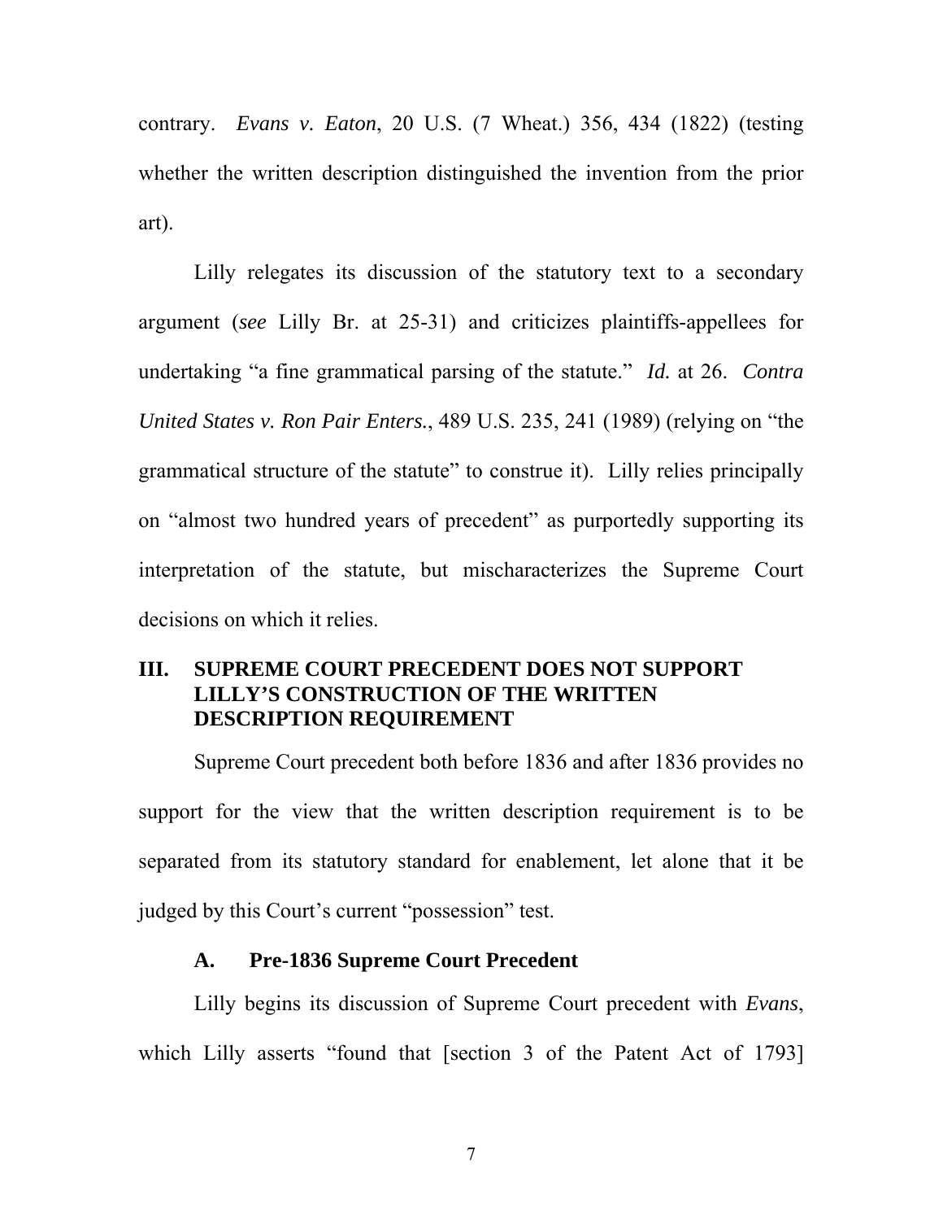contrary. *Evans v. Eaton*, 20 U.S. (7 Wheat.) 356, 434 (1822) (testing whether the written description distinguished the invention from the prior art).

Lilly relegates its discussion of the statutory text to a secondary argument (*see* Lilly Br. at 25-31) and criticizes plaintiffs-appellees for undertaking "a fine grammatical parsing of the statute." *Id.* at 26. *Contra United States v. Ron Pair Enters.*, 489 U.S. 235, 241 (1989) (relying on "the grammatical structure of the statute" to construe it). Lilly relies principally on "almost two hundred years of precedent" as purportedly supporting its interpretation of the statute, but mischaracterizes the Supreme Court decisions on which it relies.

## III. SUPREME COURT PRECEDENT DOES NOT SUPPORT LILLY'S CONSTRUCTION OF THE WRITTEN DESCRIPTION REQUIREMENT

Supreme Court precedent both before 1836 and after 1836 provides no support for the view that the written description requirement is to be separated from its statutory standard for enablement, let alone that it be judged by this Court's current "possession" test.

### A. Pre-1836 Supreme Court Precedent

Lilly begins its discussion of Supreme Court precedent with *Evans*, which Lilly asserts "found that [section 3 of the Patent Act of 1793]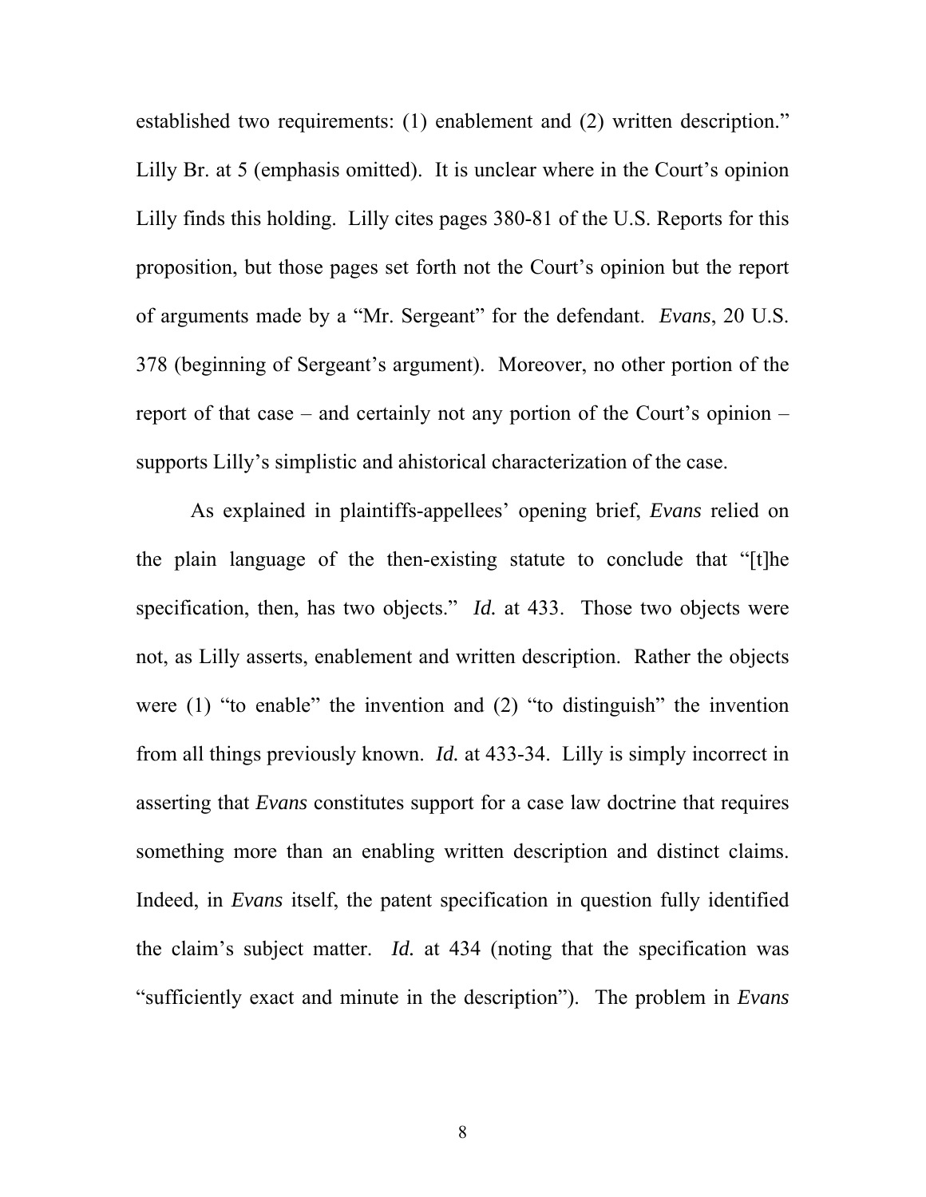established two requirements: (1) enablement and (2) written description." Lilly Br. at 5 (emphasis omitted). It is unclear where in the Court's opinion Lilly finds this holding. Lilly cites pages 380-81 of the U.S. Reports for this proposition, but those pages set forth not the Court's opinion but the report of arguments made by a "Mr. Sergeant" for the defendant. *Evans*, 20 U.S. 378 (beginning of Sergeant's argument). Moreover, no other portion of the report of that case – and certainly not any portion of the Court's opinion – supports Lilly's simplistic and ahistorical characterization of the case.

As explained in plaintiffs-appellees' opening brief, *Evans* relied on the plain language of the then-existing statute to conclude that "[t]he specification, then, has two objects." *Id.* at 433. Those two objects were not, as Lilly asserts, enablement and written description. Rather the objects were (1) "to enable" the invention and (2) "to distinguish" the invention from all things previously known. *Id.* at 433-34. Lilly is simply incorrect in asserting that *Evans* constitutes support for a case law doctrine that requires something more than an enabling written description and distinct claims. Indeed, in *Evans* itself, the patent specification in question fully identified the claim's subject matter. *Id.* at 434 (noting that the specification was "sufficiently exact and minute in the description"). The problem in *Evans*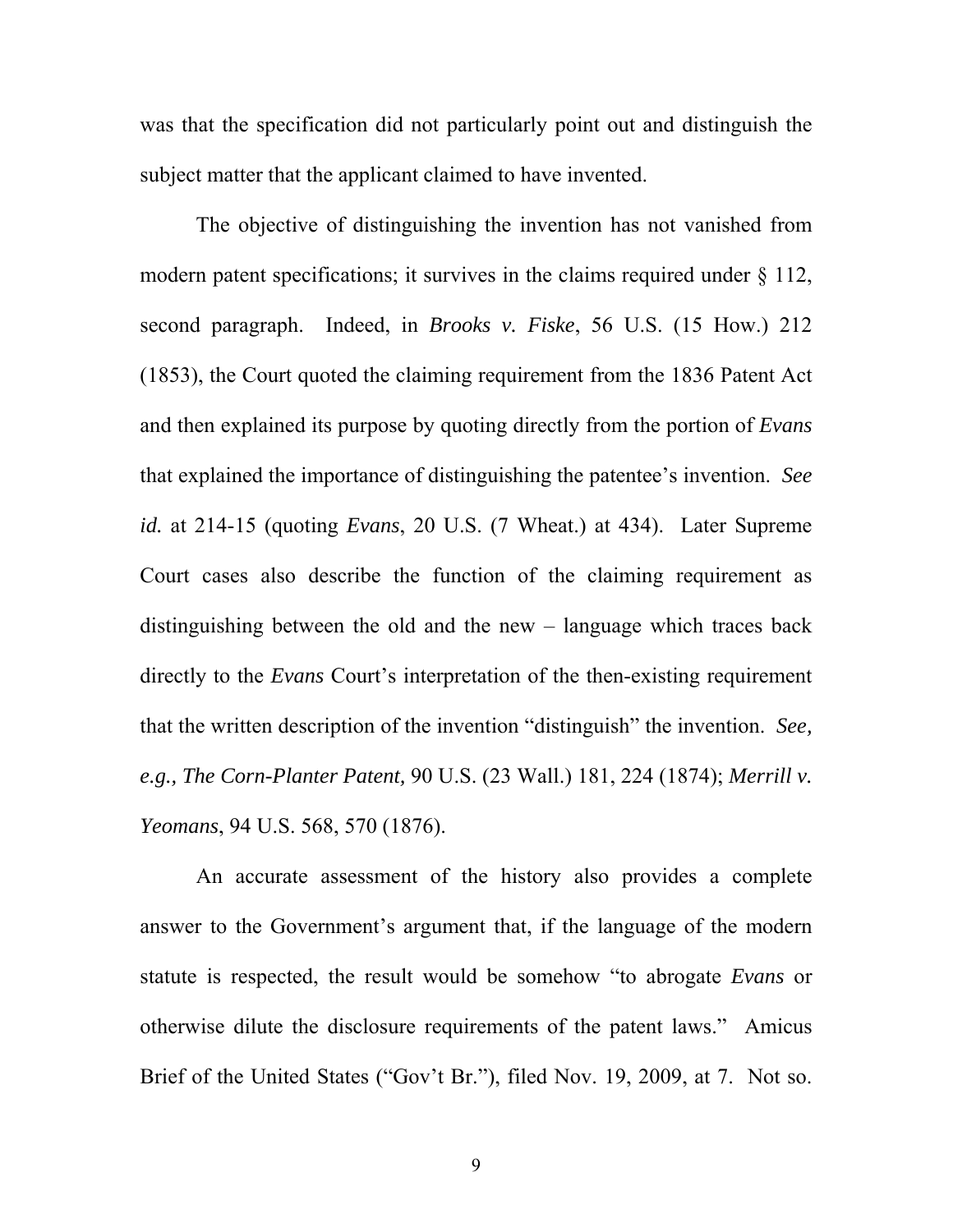was that the specification did not particularly point out and distinguish the subject matter that the applicant claimed to have invented.

The objective of distinguishing the invention has not vanished from modern patent specifications; it survives in the claims required under § 112, second paragraph. Indeed, in *Brooks v. Fiske*, 56 U.S. (15 How.) 212 (1853), the Court quoted the claiming requirement from the 1836 Patent Act and then explained its purpose by quoting directly from the portion of *Evans* that explained the importance of distinguishing the patentee's invention. *See id.* at 214-15 (quoting *Evans*, 20 U.S. (7 Wheat.) at 434). Later Supreme Court cases also describe the function of the claiming requirement as distinguishing between the old and the new – language which traces back directly to the *Evans* Court's interpretation of the then-existing requirement that the written description of the invention "distinguish" the invention. *See, e.g., The Corn-Planter Patent,* 90 U.S. (23 Wall.) 181, 224 (1874); *Merrill v. Yeomans*, 94 U.S. 568, 570 (1876).

An accurate assessment of the history also provides a complete answer to the Government's argument that, if the language of the modern statute is respected, the result would be somehow "to abrogate *Evans* or otherwise dilute the disclosure requirements of the patent laws." Amicus Brief of the United States ("Gov't Br."), filed Nov. 19, 2009, at 7. Not so.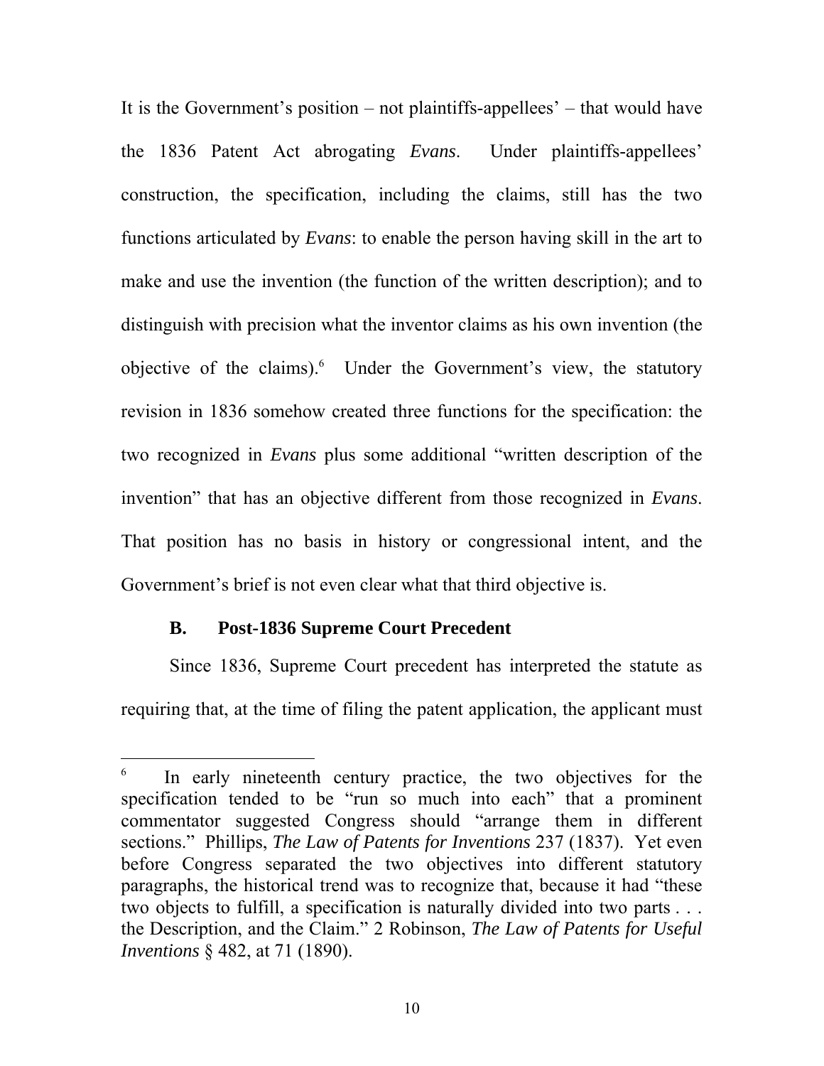It is the Government's position – not plaintiffs-appellees' – that would have the 1836 Patent Act abrogating *Evans*. Under plaintiffs-appellees' construction, the specification, including the claims, still has the two functions articulated by *Evans*: to enable the person having skill in the art to make and use the invention (the function of the written description); and to distinguish with precision what the inventor claims as his own invention (the objective of the claims).[6] Under the Government's view, the statutory revision in 1836 somehow created three functions for the specification: the two recognized in *Evans* plus some additional "written description of the invention" that has an objective different from those recognized in *Evans*. That position has no basis in history or congressional intent, and the Government's brief is not even clear what that third objective is.

### B. Post-1836 Supreme Court Precedent

Since 1836, Supreme Court precedent has interpreted the statute as requiring that, at the time of filing the patent application, the applicant must

---

[6] In early nineteenth century practice, the two objectives for the specification tended to be "run so much into each" that a prominent commentator suggested Congress should "arrange them in different sections." Phillips, *The Law of Patents for Inventions* 237 (1837). Yet even before Congress separated the two objectives into different statutory paragraphs, the historical trend was to recognize that, because it had "these two objects to fulfill, a specification is naturally divided into two parts . . . the Description, and the Claim." 2 Robinson, *The Law of Patents for Useful Inventions* § 482, at 71 (1890).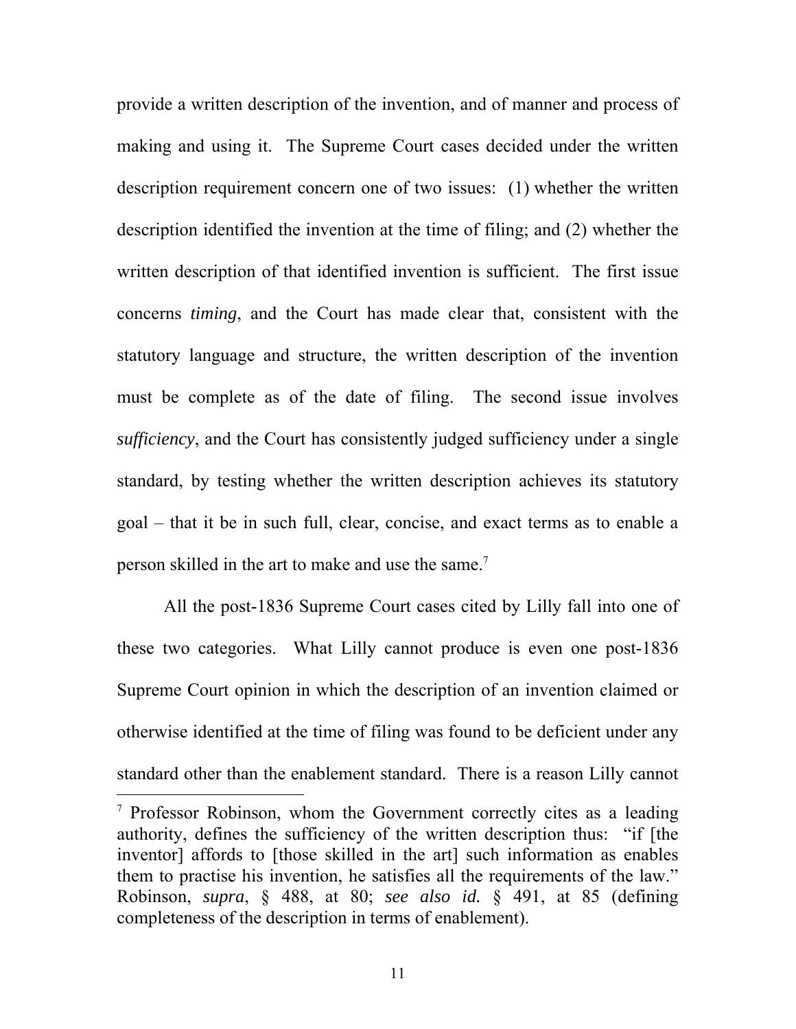provide a written description of the invention, and of manner and process of making and using it. The Supreme Court cases decided under the written description requirement concern one of two issues: (1) whether the written description identified the invention at the time of filing; and (2) whether the written description of that identified invention is sufficient. The first issue concerns *timing*, and the Court has made clear that, consistent with the statutory language and structure, the written description of the invention must be complete as of the date of filing. The second issue involves *sufficiency*, and the Court has consistently judged sufficiency under a single standard, by testing whether the written description achieves its statutory goal – that it be in such full, clear, concise, and exact terms as to enable a person skilled in the art to make and use the same.[7]

All the post-1836 Supreme Court cases cited by Lilly fall into one of these two categories. What Lilly cannot produce is even one post-1836 Supreme Court opinion in which the description of an invention claimed or otherwise identified at the time of filing was found to be deficient under any standard other than the enablement standard. There is a reason Lilly cannot

---

[7] Professor Robinson, whom the Government correctly cites as a leading authority, defines the sufficiency of the written description thus: "if [the inventor] affords to [those skilled in the art] such information as enables them to practise his invention, he satisfies all the requirements of the law." Robinson, *supra*, § 488, at 80; *see also id.* § 491, at 85 (defining completeness of the description in terms of enablement).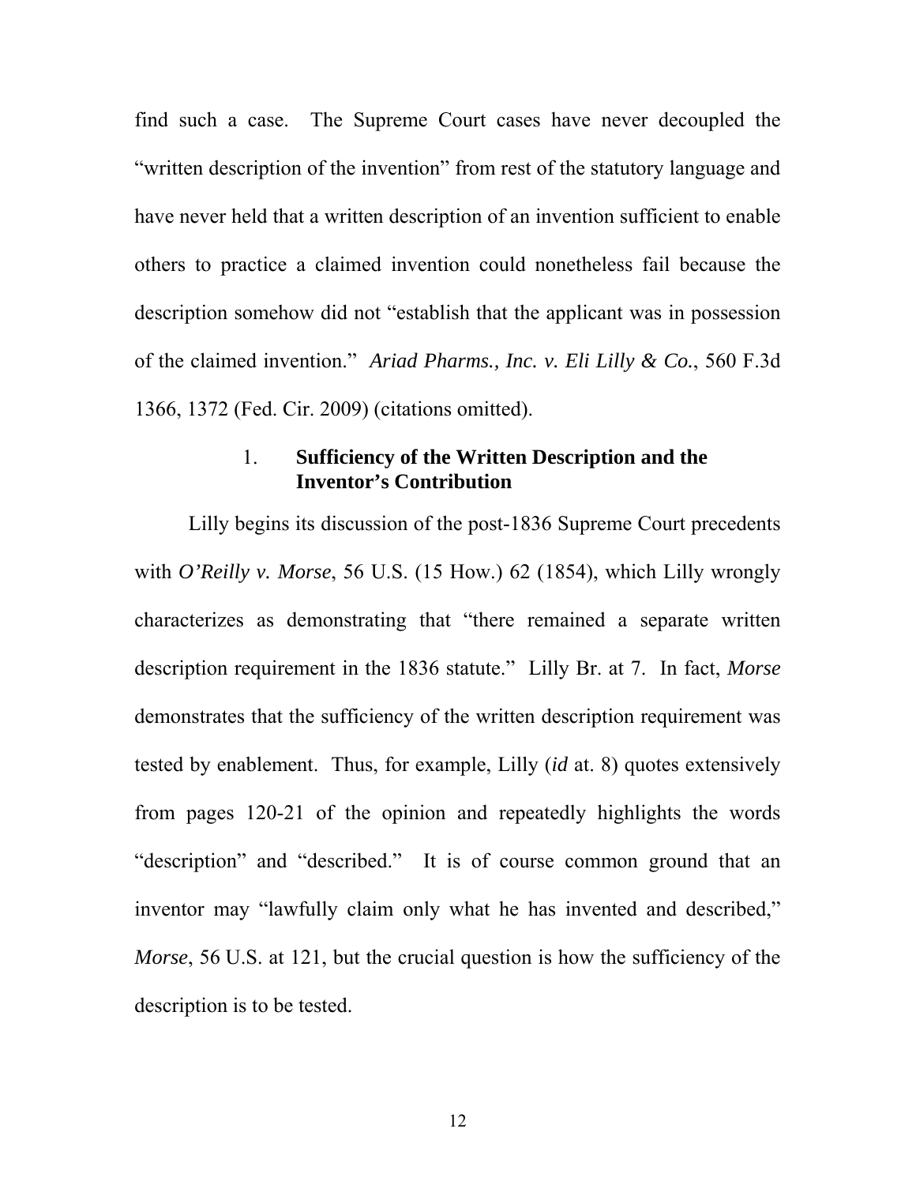find such a case. The Supreme Court cases have never decoupled the "written description of the invention" from rest of the statutory language and have never held that a written description of an invention sufficient to enable others to practice a claimed invention could nonetheless fail because the description somehow did not "establish that the applicant was in possession of the claimed invention." *Ariad Pharms., Inc. v. Eli Lilly & Co.*, 560 F.3d 1366, 1372 (Fed. Cir. 2009) (citations omitted).

### 1. **Sufficiency of the Written Description and the Inventor's Contribution**

Lilly begins its discussion of the post-1836 Supreme Court precedents with *O'Reilly v. Morse*, 56 U.S. (15 How.) 62 (1854), which Lilly wrongly characterizes as demonstrating that "there remained a separate written description requirement in the 1836 statute." Lilly Br. at 7. In fact, *Morse* demonstrates that the sufficiency of the written description requirement was tested by enablement. Thus, for example, Lilly (*id* at. 8) quotes extensively from pages 120-21 of the opinion and repeatedly highlights the words "description" and "described." It is of course common ground that an inventor may "lawfully claim only what he has invented and described," *Morse*, 56 U.S. at 121, but the crucial question is how the sufficiency of the description is to be tested.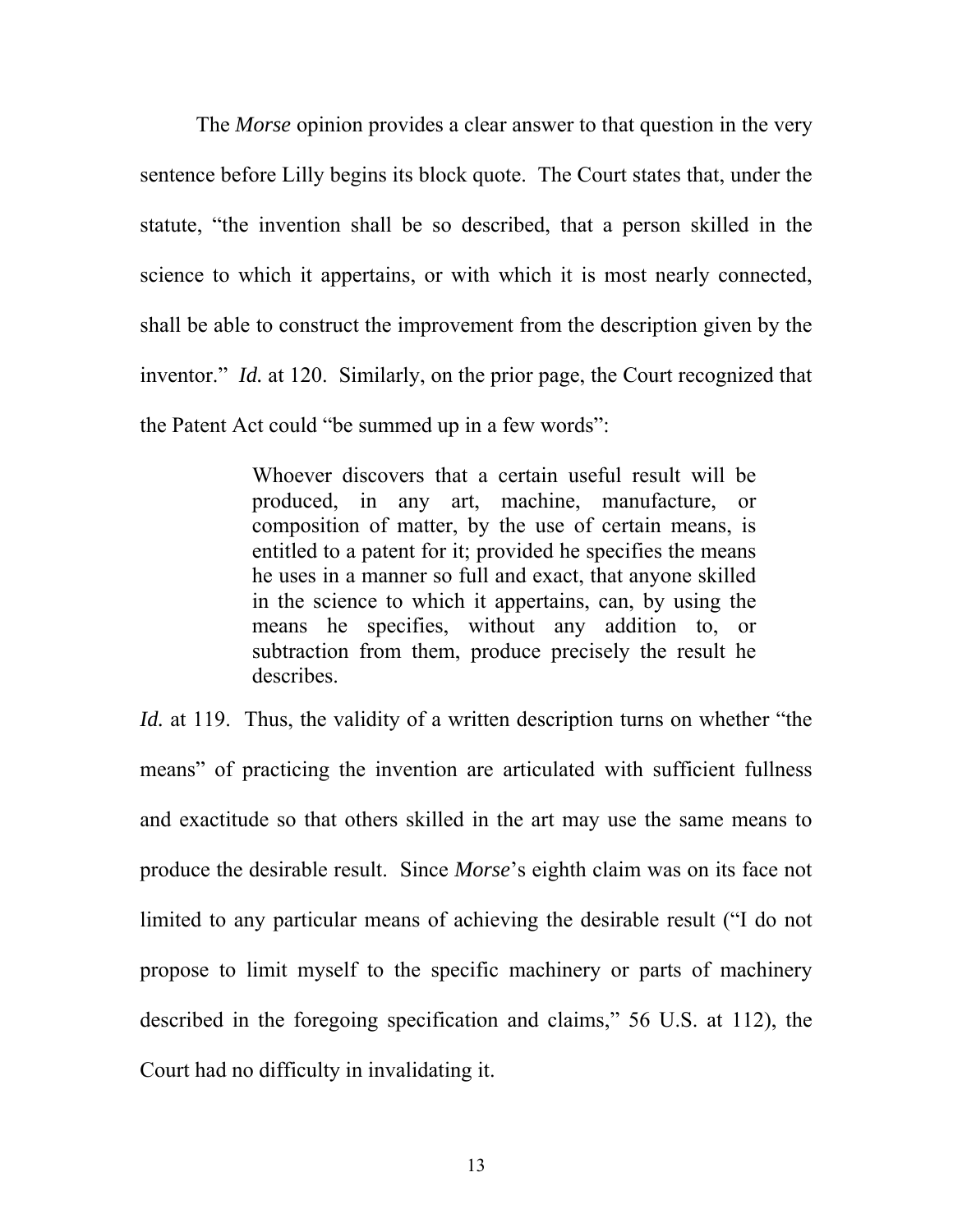The *Morse* opinion provides a clear answer to that question in the very sentence before Lilly begins its block quote. The Court states that, under the statute, "the invention shall be so described, that a person skilled in the science to which it appertains, or with which it is most nearly connected, shall be able to construct the improvement from the description given by the inventor." *Id.* at 120. Similarly, on the prior page, the Court recognized that the Patent Act could "be summed up in a few words":

> Whoever discovers that a certain useful result will be produced, in any art, machine, manufacture, or composition of matter, by the use of certain means, is entitled to a patent for it; provided he specifies the means he uses in a manner so full and exact, that anyone skilled in the science to which it appertains, can, by using the means he specifies, without any addition to, or subtraction from them, produce precisely the result he describes.

*Id.* at 119. Thus, the validity of a written description turns on whether "the means" of practicing the invention are articulated with sufficient fullness and exactitude so that others skilled in the art may use the same means to produce the desirable result. Since *Morse*'s eighth claim was on its face not limited to any particular means of achieving the desirable result ("I do not propose to limit myself to the specific machinery or parts of machinery described in the foregoing specification and claims," 56 U.S. at 112), the Court had no difficulty in invalidating it.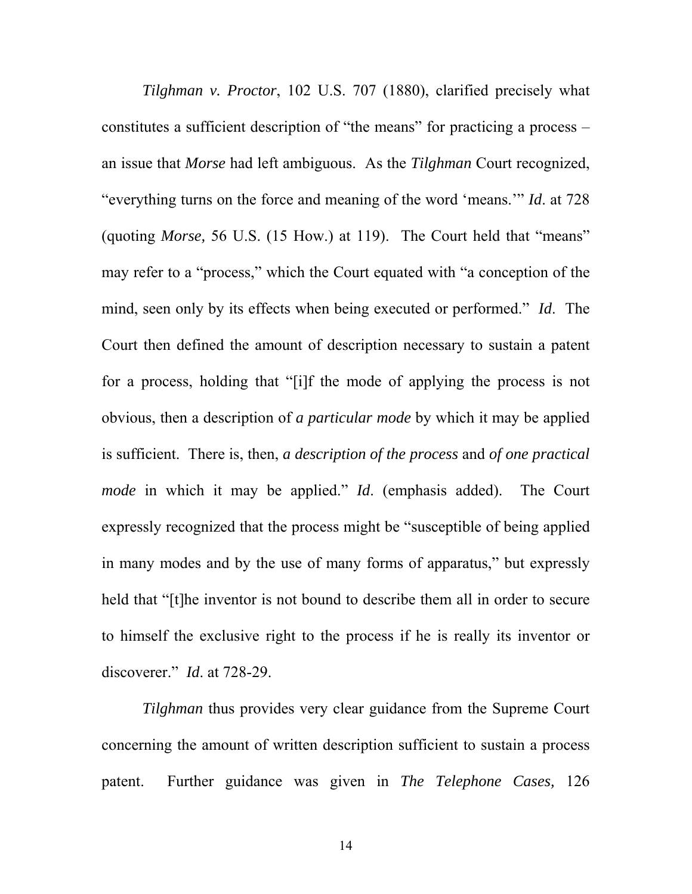*Tilghman v. Proctor*, 102 U.S. 707 (1880), clarified precisely what constitutes a sufficient description of "the means" for practicing a process – an issue that *Morse* had left ambiguous. As the *Tilghman* Court recognized, "everything turns on the force and meaning of the word 'means.'" *Id*. at 728 (quoting *Morse,* 56 U.S. (15 How.) at 119). The Court held that "means" may refer to a "process," which the Court equated with "a conception of the mind, seen only by its effects when being executed or performed." *Id*. The Court then defined the amount of description necessary to sustain a patent for a process, holding that "[i]f the mode of applying the process is not obvious, then a description of *a particular mode* by which it may be applied is sufficient. There is, then, *a description of the process* and *of one practical mode* in which it may be applied." *Id*. (emphasis added). The Court expressly recognized that the process might be "susceptible of being applied in many modes and by the use of many forms of apparatus," but expressly held that "[t]he inventor is not bound to describe them all in order to secure to himself the exclusive right to the process if he is really its inventor or discoverer." *Id*. at 728-29.

*Tilghman* thus provides very clear guidance from the Supreme Court concerning the amount of written description sufficient to sustain a process patent. Further guidance was given in *The Telephone Cases,* 126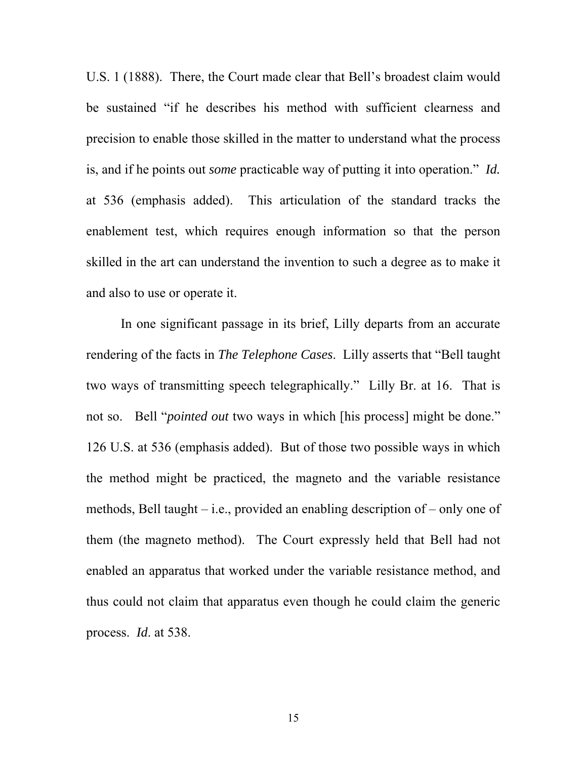U.S. 1 (1888). There, the Court made clear that Bell's broadest claim would be sustained "if he describes his method with sufficient clearness and precision to enable those skilled in the matter to understand what the process is, and if he points out *some* practicable way of putting it into operation." *Id.* at 536 (emphasis added). This articulation of the standard tracks the enablement test, which requires enough information so that the person skilled in the art can understand the invention to such a degree as to make it and also to use or operate it.

In one significant passage in its brief, Lilly departs from an accurate rendering of the facts in *The Telephone Cases*. Lilly asserts that "Bell taught two ways of transmitting speech telegraphically." Lilly Br. at 16. That is not so. Bell "*pointed out* two ways in which [his process] might be done." 126 U.S. at 536 (emphasis added). But of those two possible ways in which the method might be practiced, the magneto and the variable resistance methods, Bell taught – i.e., provided an enabling description of – only one of them (the magneto method). The Court expressly held that Bell had not enabled an apparatus that worked under the variable resistance method, and thus could not claim that apparatus even though he could claim the generic process. *Id*. at 538.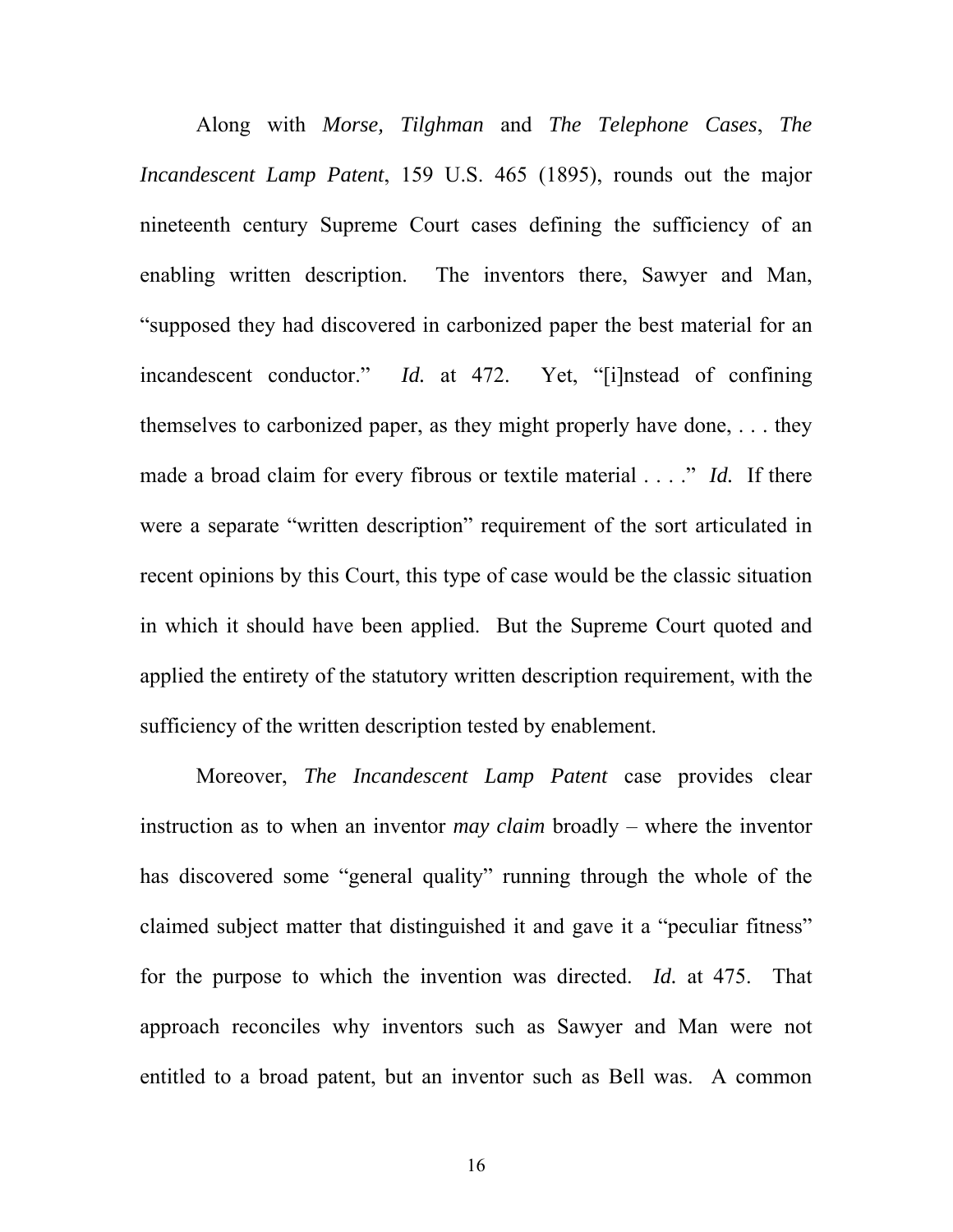Along with *Morse, Tilghman* and *The Telephone Cases*, *The Incandescent Lamp Patent*, 159 U.S. 465 (1895), rounds out the major nineteenth century Supreme Court cases defining the sufficiency of an enabling written description. The inventors there, Sawyer and Man, "supposed they had discovered in carbonized paper the best material for an incandescent conductor." *Id.* at 472. Yet, "[i]nstead of confining themselves to carbonized paper, as they might properly have done, . . . they made a broad claim for every fibrous or textile material . . . ." *Id.* If there were a separate "written description" requirement of the sort articulated in recent opinions by this Court, this type of case would be the classic situation in which it should have been applied. But the Supreme Court quoted and applied the entirety of the statutory written description requirement, with the sufficiency of the written description tested by enablement.

Moreover, *The Incandescent Lamp Patent* case provides clear instruction as to when an inventor *may claim* broadly – where the inventor has discovered some "general quality" running through the whole of the claimed subject matter that distinguished it and gave it a "peculiar fitness" for the purpose to which the invention was directed. *Id.* at 475. That approach reconciles why inventors such as Sawyer and Man were not entitled to a broad patent, but an inventor such as Bell was. A common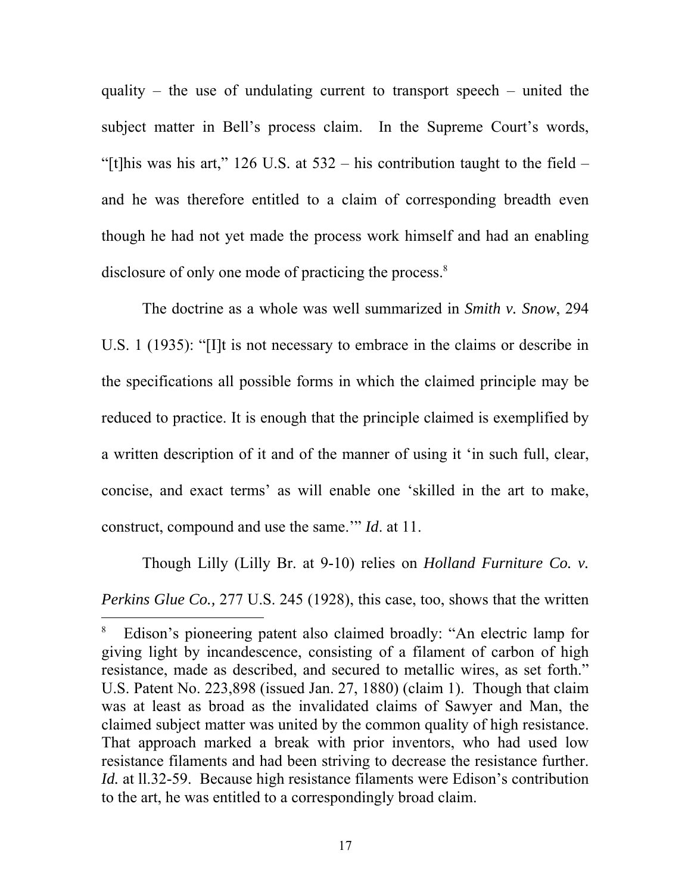quality – the use of undulating current to transport speech – united the subject matter in Bell's process claim. In the Supreme Court's words, "[t]his was his art," 126 U.S. at 532 – his contribution taught to the field – and he was therefore entitled to a claim of corresponding breadth even though he had not yet made the process work himself and had an enabling disclosure of only one mode of practicing the process.[8]

The doctrine as a whole was well summarized in *Smith v. Snow*, 294 U.S. 1 (1935): "[I]t is not necessary to embrace in the claims or describe in the specifications all possible forms in which the claimed principle may be reduced to practice. It is enough that the principle claimed is exemplified by a written description of it and of the manner of using it 'in such full, clear, concise, and exact terms' as will enable one 'skilled in the art to make, construct, compound and use the same.'" *Id*. at 11.

Though Lilly (Lilly Br. at 9-10) relies on *Holland Furniture Co. v. Perkins Glue Co.,* 277 U.S. 245 (1928), this case, too, shows that the written

---

[8] Edison's pioneering patent also claimed broadly: "An electric lamp for giving light by incandescence, consisting of a filament of carbon of high resistance, made as described, and secured to metallic wires, as set forth." U.S. Patent No. 223,898 (issued Jan. 27, 1880) (claim 1). Though that claim was at least as broad as the invalidated claims of Sawyer and Man, the claimed subject matter was united by the common quality of high resistance. That approach marked a break with prior inventors, who had used low resistance filaments and had been striving to decrease the resistance further. *Id.* at ll.32-59. Because high resistance filaments were Edison's contribution to the art, he was entitled to a correspondingly broad claim.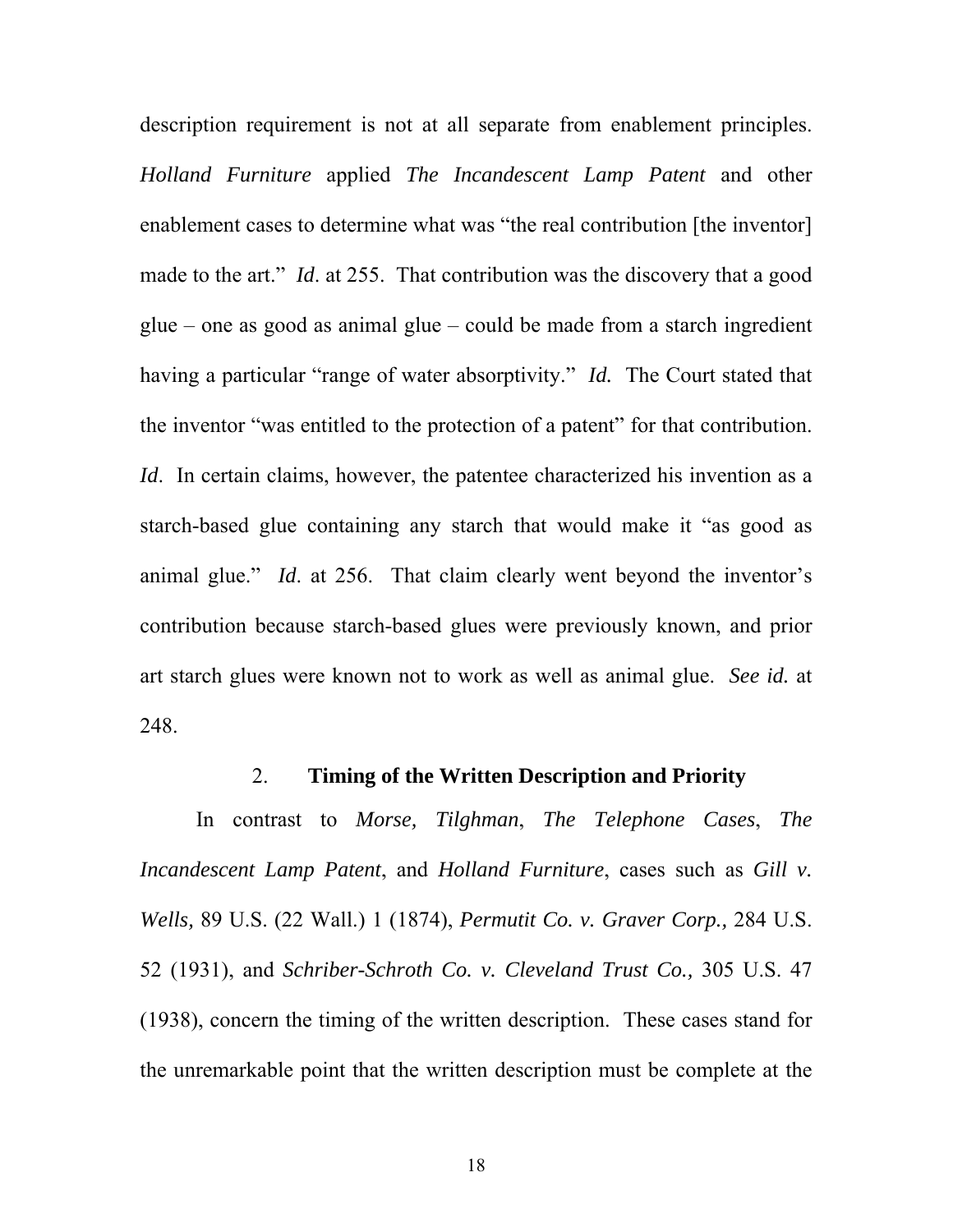description requirement is not at all separate from enablement principles. *Holland Furniture* applied *The Incandescent Lamp Patent* and other enablement cases to determine what was "the real contribution [the inventor] made to the art." *Id*. at 255. That contribution was the discovery that a good glue – one as good as animal glue – could be made from a starch ingredient having a particular "range of water absorptivity." *Id.* The Court stated that the inventor "was entitled to the protection of a patent" for that contribution. *Id*. In certain claims, however, the patentee characterized his invention as a starch-based glue containing any starch that would make it "as good as animal glue." *Id*. at 256. That claim clearly went beyond the inventor's contribution because starch-based glues were previously known, and prior art starch glues were known not to work as well as animal glue. *See id.* at 248.

### 2. **Timing of the Written Description and Priority**

In contrast to *Morse, Tilghman*, *The Telephone Cases*, *The Incandescent Lamp Patent*, and *Holland Furniture*, cases such as *Gill v. Wells,* 89 U.S. (22 Wall.) 1 (1874), *Permutit Co. v. Graver Corp.,* 284 U.S. 52 (1931), and *Schriber-Schroth Co. v. Cleveland Trust Co.*, 305 U.S. 47 (1938), concern the timing of the written description. These cases stand for the unremarkable point that the written description must be complete at the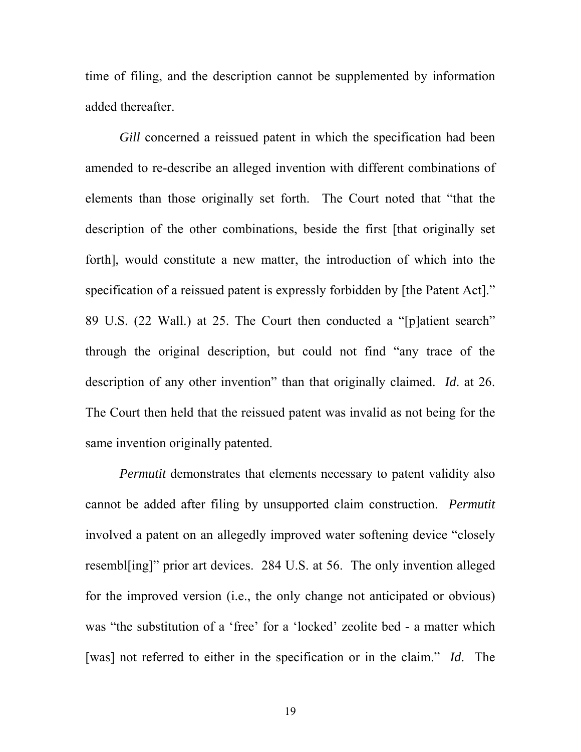time of filing, and the description cannot be supplemented by information added thereafter.

*Gill* concerned a reissued patent in which the specification had been amended to re-describe an alleged invention with different combinations of elements than those originally set forth. The Court noted that "that the description of the other combinations, beside the first [that originally set forth], would constitute a new matter, the introduction of which into the specification of a reissued patent is expressly forbidden by [the Patent Act]." 89 U.S. (22 Wall.) at 25. The Court then conducted a "[p]atient search" through the original description, but could not find "any trace of the description of any other invention" than that originally claimed. *Id*. at 26. The Court then held that the reissued patent was invalid as not being for the same invention originally patented.

*Permutit* demonstrates that elements necessary to patent validity also cannot be added after filing by unsupported claim construction. *Permutit* involved a patent on an allegedly improved water softening device "closely resembl[ing]" prior art devices. 284 U.S. at 56. The only invention alleged for the improved version (i.e., the only change not anticipated or obvious) was "the substitution of a 'free' for a 'locked' zeolite bed - a matter which [was] not referred to either in the specification or in the claim." *Id*. The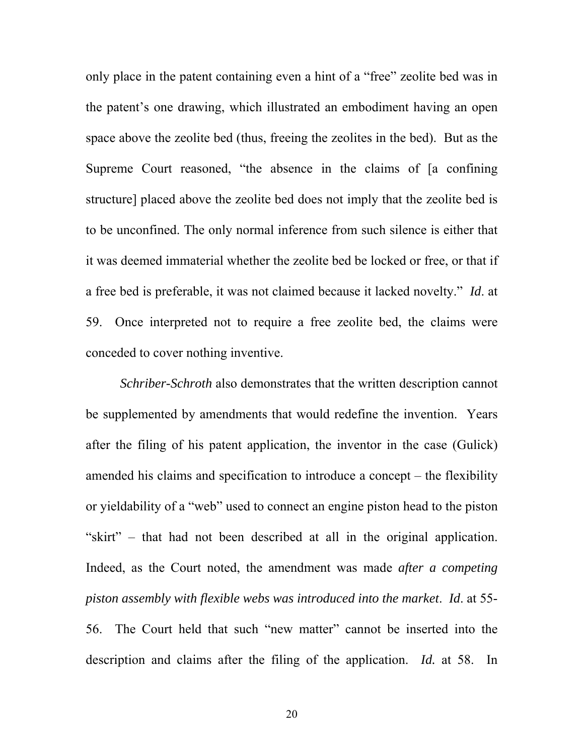only place in the patent containing even a hint of a "free" zeolite bed was in the patent's one drawing, which illustrated an embodiment having an open space above the zeolite bed (thus, freeing the zeolites in the bed). But as the Supreme Court reasoned, "the absence in the claims of [a confining structure] placed above the zeolite bed does not imply that the zeolite bed is to be unconfined. The only normal inference from such silence is either that it was deemed immaterial whether the zeolite bed be locked or free, or that if a free bed is preferable, it was not claimed because it lacked novelty." *Id*. at 59. Once interpreted not to require a free zeolite bed, the claims were conceded to cover nothing inventive.

*Schriber-Schroth* also demonstrates that the written description cannot be supplemented by amendments that would redefine the invention. Years after the filing of his patent application, the inventor in the case (Gulick) amended his claims and specification to introduce a concept – the flexibility or yieldability of a "web" used to connect an engine piston head to the piston "skirt" – that had not been described at all in the original application. Indeed, as the Court noted, the amendment was made *after a competing piston assembly with flexible webs was introduced into the market*. *Id*. at 55-56. The Court held that such "new matter" cannot be inserted into the description and claims after the filing of the application. *Id.* at 58. In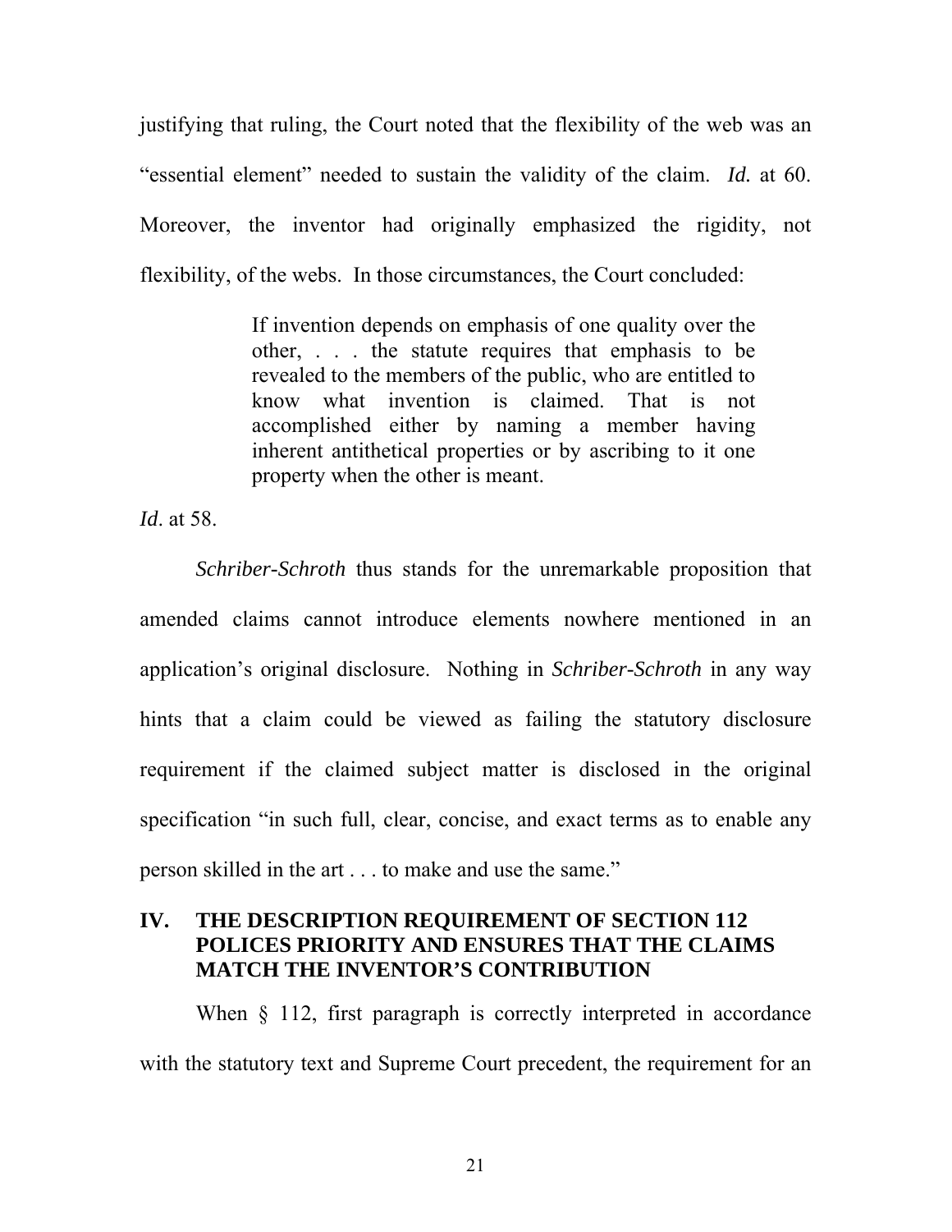justifying that ruling, the Court noted that the flexibility of the web was an "essential element" needed to sustain the validity of the claim. *Id.* at 60. Moreover, the inventor had originally emphasized the rigidity, not flexibility, of the webs. In those circumstances, the Court concluded:

> If invention depends on emphasis of one quality over the other, . . . the statute requires that emphasis to be revealed to the members of the public, who are entitled to know what invention is claimed. That is not accomplished either by naming a member having inherent antithetical properties or by ascribing to it one property when the other is meant.

*Id*. at 58.

*Schriber-Schroth* thus stands for the unremarkable proposition that amended claims cannot introduce elements nowhere mentioned in an application's original disclosure. Nothing in *Schriber-Schroth* in any way hints that a claim could be viewed as failing the statutory disclosure requirement if the claimed subject matter is disclosed in the original specification "in such full, clear, concise, and exact terms as to enable any person skilled in the art . . . to make and use the same."

## IV. THE DESCRIPTION REQUIREMENT OF SECTION 112 POLICES PRIORITY AND ENSURES THAT THE CLAIMS MATCH THE INVENTOR'S CONTRIBUTION

When § 112, first paragraph is correctly interpreted in accordance with the statutory text and Supreme Court precedent, the requirement for an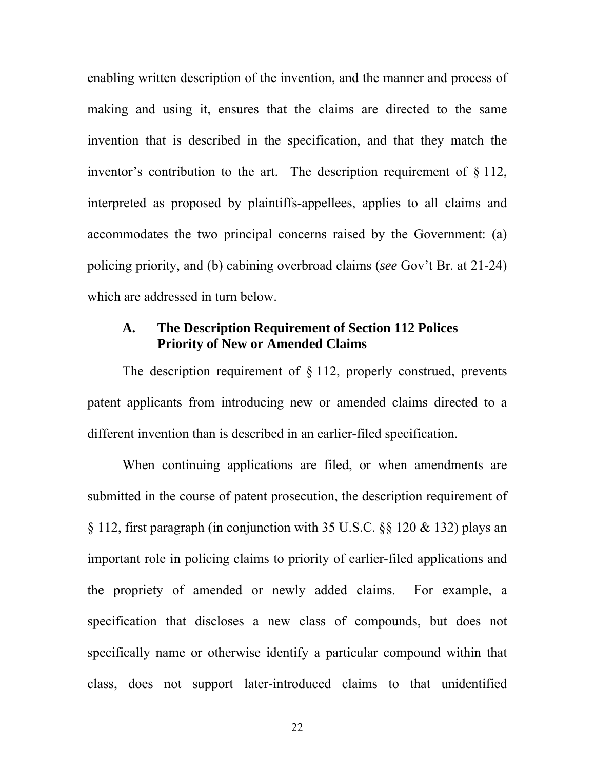enabling written description of the invention, and the manner and process of making and using it, ensures that the claims are directed to the same invention that is described in the specification, and that they match the inventor's contribution to the art. The description requirement of § 112, interpreted as proposed by plaintiffs-appellees, applies to all claims and accommodates the two principal concerns raised by the Government: (a) policing priority, and (b) cabining overbroad claims (*see* Gov't Br. at 21-24) which are addressed in turn below.

### A. The Description Requirement of Section 112 Polices Priority of New or Amended Claims

The description requirement of § 112, properly construed, prevents patent applicants from introducing new or amended claims directed to a different invention than is described in an earlier-filed specification.

When continuing applications are filed, or when amendments are submitted in the course of patent prosecution, the description requirement of § 112, first paragraph (in conjunction with 35 U.S.C. §§ 120 & 132) plays an important role in policing claims to priority of earlier-filed applications and the propriety of amended or newly added claims. For example, a specification that discloses a new class of compounds, but does not specifically name or otherwise identify a particular compound within that class, does not support later-introduced claims to that unidentified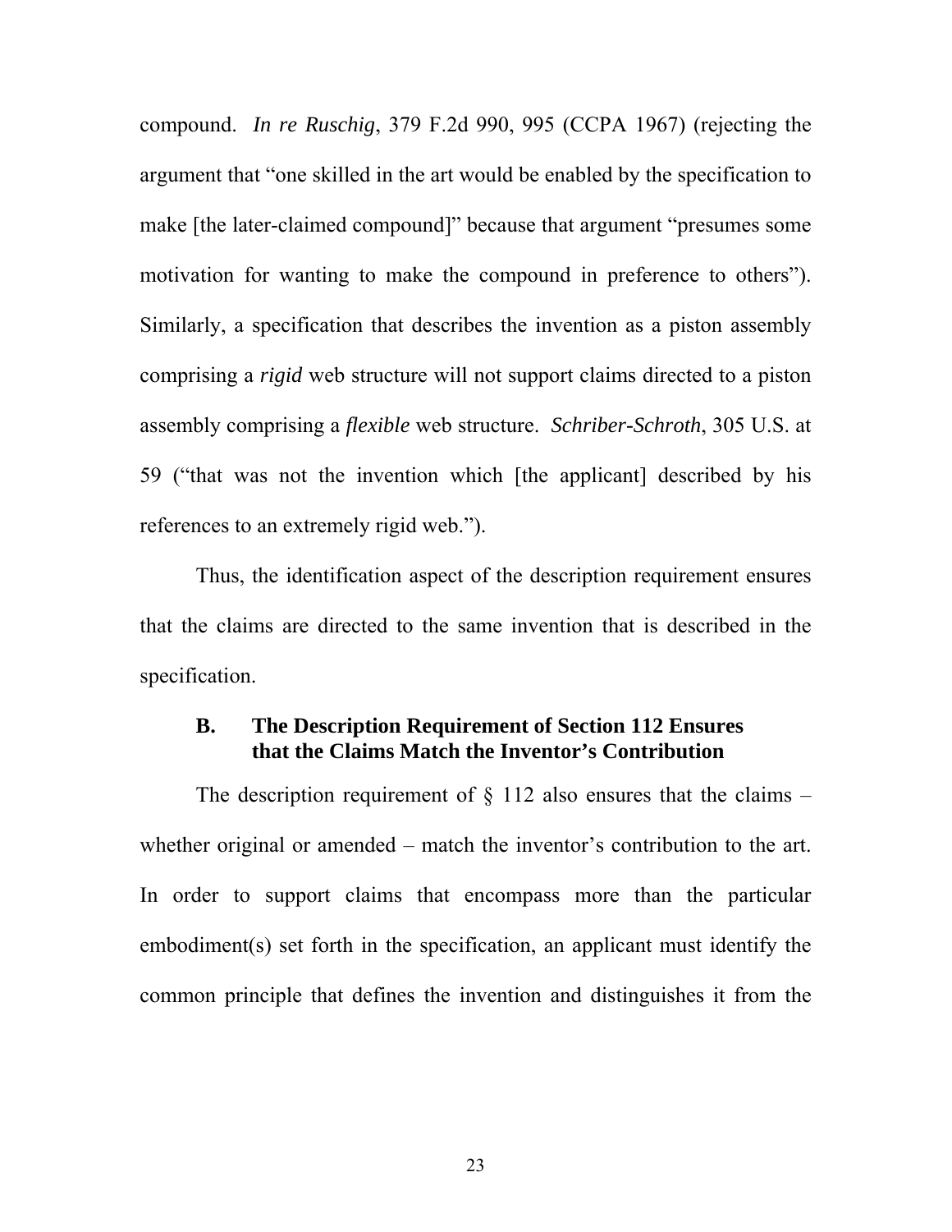compound. *In re Ruschig*, 379 F.2d 990, 995 (CCPA 1967) (rejecting the argument that "one skilled in the art would be enabled by the specification to make [the later-claimed compound]" because that argument "presumes some motivation for wanting to make the compound in preference to others"). Similarly, a specification that describes the invention as a piston assembly comprising a *rigid* web structure will not support claims directed to a piston assembly comprising a *flexible* web structure. *Schriber-Schroth*, 305 U.S. at 59 ("that was not the invention which [the applicant] described by his references to an extremely rigid web.").

Thus, the identification aspect of the description requirement ensures that the claims are directed to the same invention that is described in the specification.

### B. The Description Requirement of Section 112 Ensures that the Claims Match the Inventor's Contribution

The description requirement of § 112 also ensures that the claims – whether original or amended – match the inventor's contribution to the art. In order to support claims that encompass more than the particular embodiment(s) set forth in the specification, an applicant must identify the common principle that defines the invention and distinguishes it from the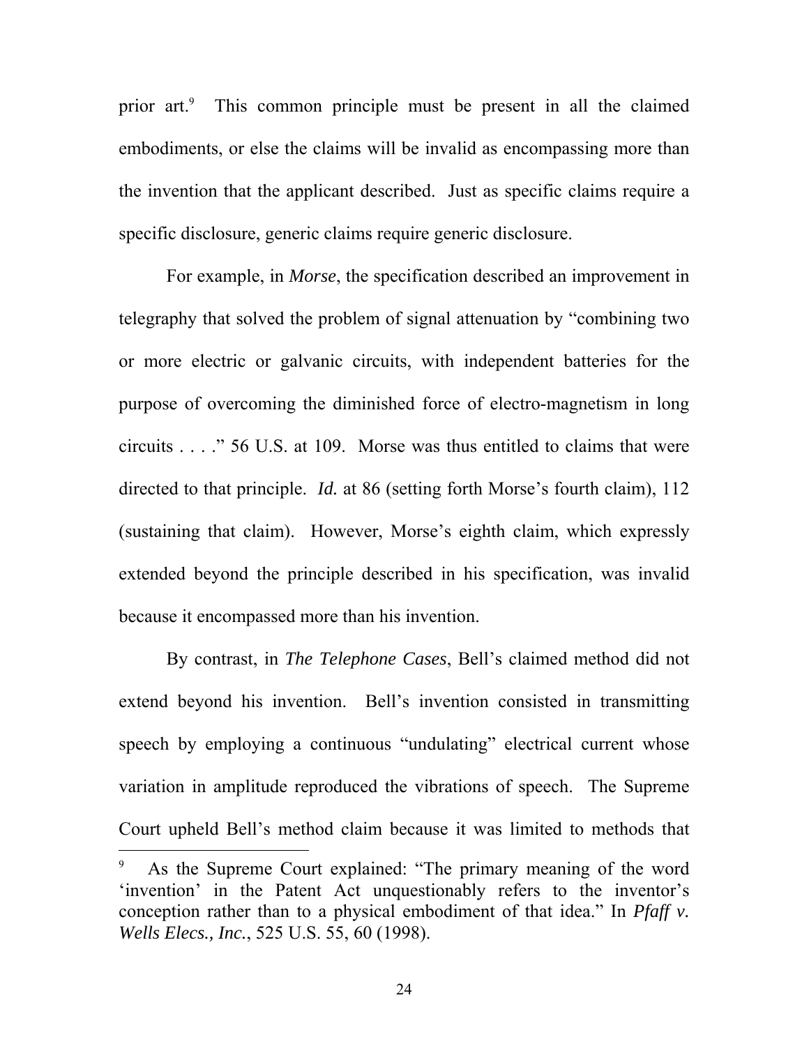prior art.[9] This common principle must be present in all the claimed embodiments, or else the claims will be invalid as encompassing more than the invention that the applicant described. Just as specific claims require a specific disclosure, generic claims require generic disclosure.

For example, in *Morse*, the specification described an improvement in telegraphy that solved the problem of signal attenuation by "combining two or more electric or galvanic circuits, with independent batteries for the purpose of overcoming the diminished force of electro-magnetism in long circuits . . . ." 56 U.S. at 109. Morse was thus entitled to claims that were directed to that principle. *Id.* at 86 (setting forth Morse's fourth claim), 112 (sustaining that claim). However, Morse's eighth claim, which expressly extended beyond the principle described in his specification, was invalid because it encompassed more than his invention.

By contrast, in *The Telephone Cases*, Bell's claimed method did not extend beyond his invention. Bell's invention consisted in transmitting speech by employing a continuous "undulating" electrical current whose variation in amplitude reproduced the vibrations of speech. The Supreme Court upheld Bell's method claim because it was limited to methods that

---

[9] As the Supreme Court explained: "The primary meaning of the word 'invention' in the Patent Act unquestionably refers to the inventor's conception rather than to a physical embodiment of that idea." In *Pfaff v. Wells Elecs., Inc.*, 525 U.S. 55, 60 (1998).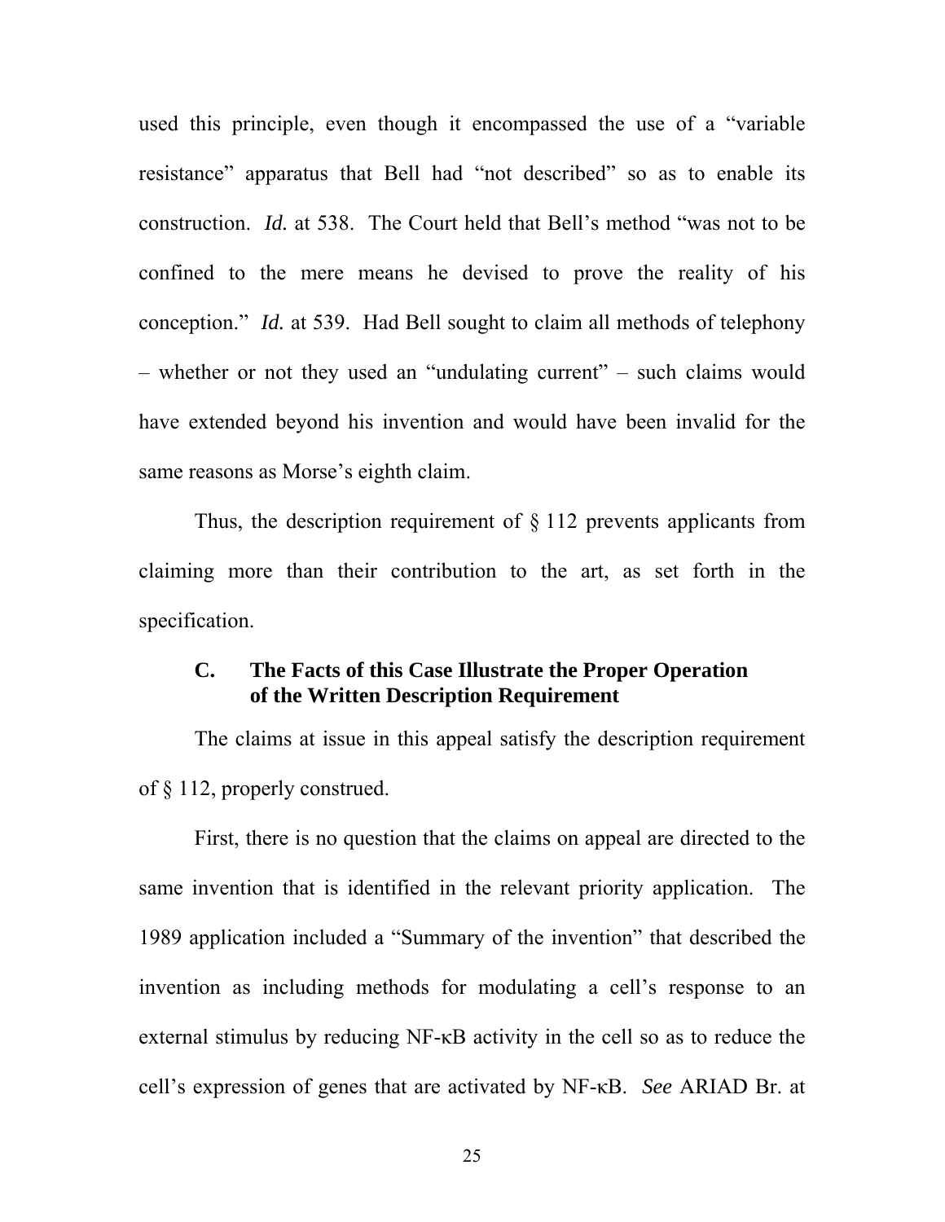used this principle, even though it encompassed the use of a "variable resistance" apparatus that Bell had "not described" so as to enable its construction. *Id.* at 538. The Court held that Bell's method "was not to be confined to the mere means he devised to prove the reality of his conception." *Id.* at 539. Had Bell sought to claim all methods of telephony – whether or not they used an "undulating current" – such claims would have extended beyond his invention and would have been invalid for the same reasons as Morse's eighth claim.

Thus, the description requirement of § 112 prevents applicants from claiming more than their contribution to the art, as set forth in the specification.

### C. The Facts of this Case Illustrate the Proper Operation of the Written Description Requirement

The claims at issue in this appeal satisfy the description requirement of § 112, properly construed.

First, there is no question that the claims on appeal are directed to the same invention that is identified in the relevant priority application. The 1989 application included a "Summary of the invention" that described the invention as including methods for modulating a cell's response to an external stimulus by reducing NF-κB activity in the cell so as to reduce the cell's expression of genes that are activated by NF-κB. *See* ARIAD Br. at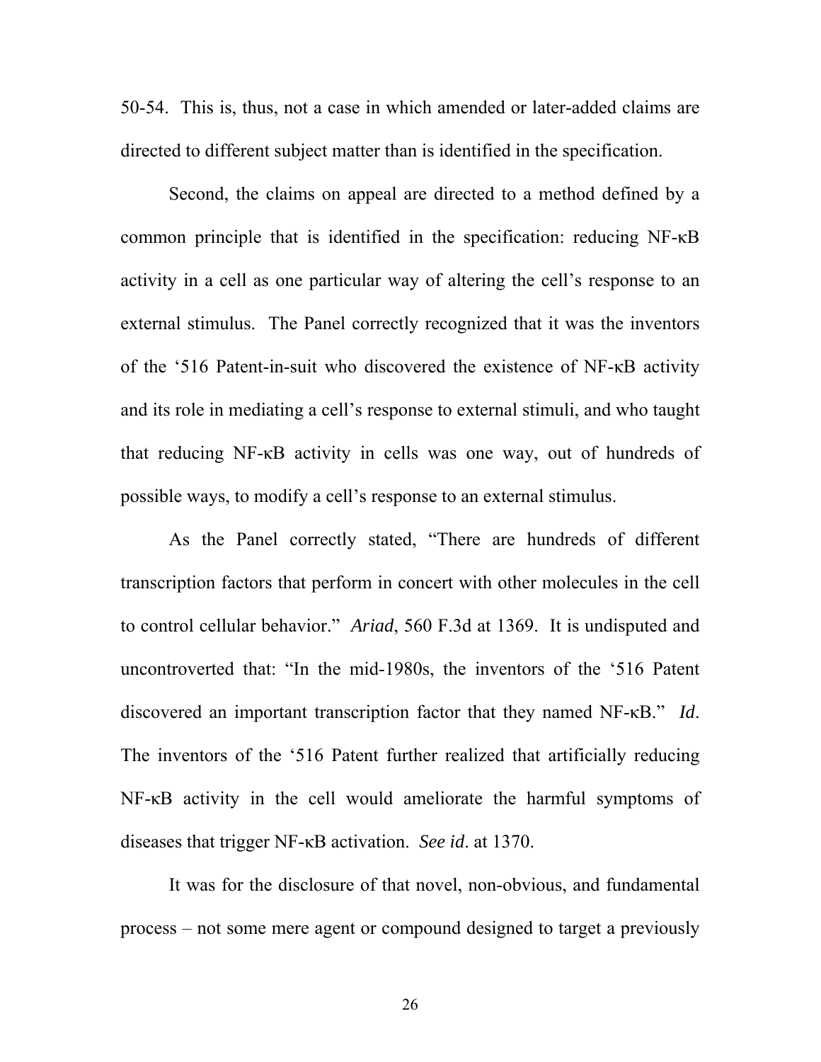50-54. This is, thus, not a case in which amended or later-added claims are directed to different subject matter than is identified in the specification.

Second, the claims on appeal are directed to a method defined by a common principle that is identified in the specification: reducing NF-κB activity in a cell as one particular way of altering the cell's response to an external stimulus. The Panel correctly recognized that it was the inventors of the '516 Patent-in-suit who discovered the existence of NF-κB activity and its role in mediating a cell's response to external stimuli, and who taught that reducing NF-κB activity in cells was one way, out of hundreds of possible ways, to modify a cell's response to an external stimulus.

As the Panel correctly stated, "There are hundreds of different transcription factors that perform in concert with other molecules in the cell to control cellular behavior." *Ariad*, 560 F.3d at 1369. It is undisputed and uncontroverted that: "In the mid-1980s, the inventors of the '516 Patent discovered an important transcription factor that they named NF-κB." *Id*. The inventors of the '516 Patent further realized that artificially reducing NF-κB activity in the cell would ameliorate the harmful symptoms of diseases that trigger NF-κB activation. *See id*. at 1370.

It was for the disclosure of that novel, non-obvious, and fundamental process – not some mere agent or compound designed to target a previously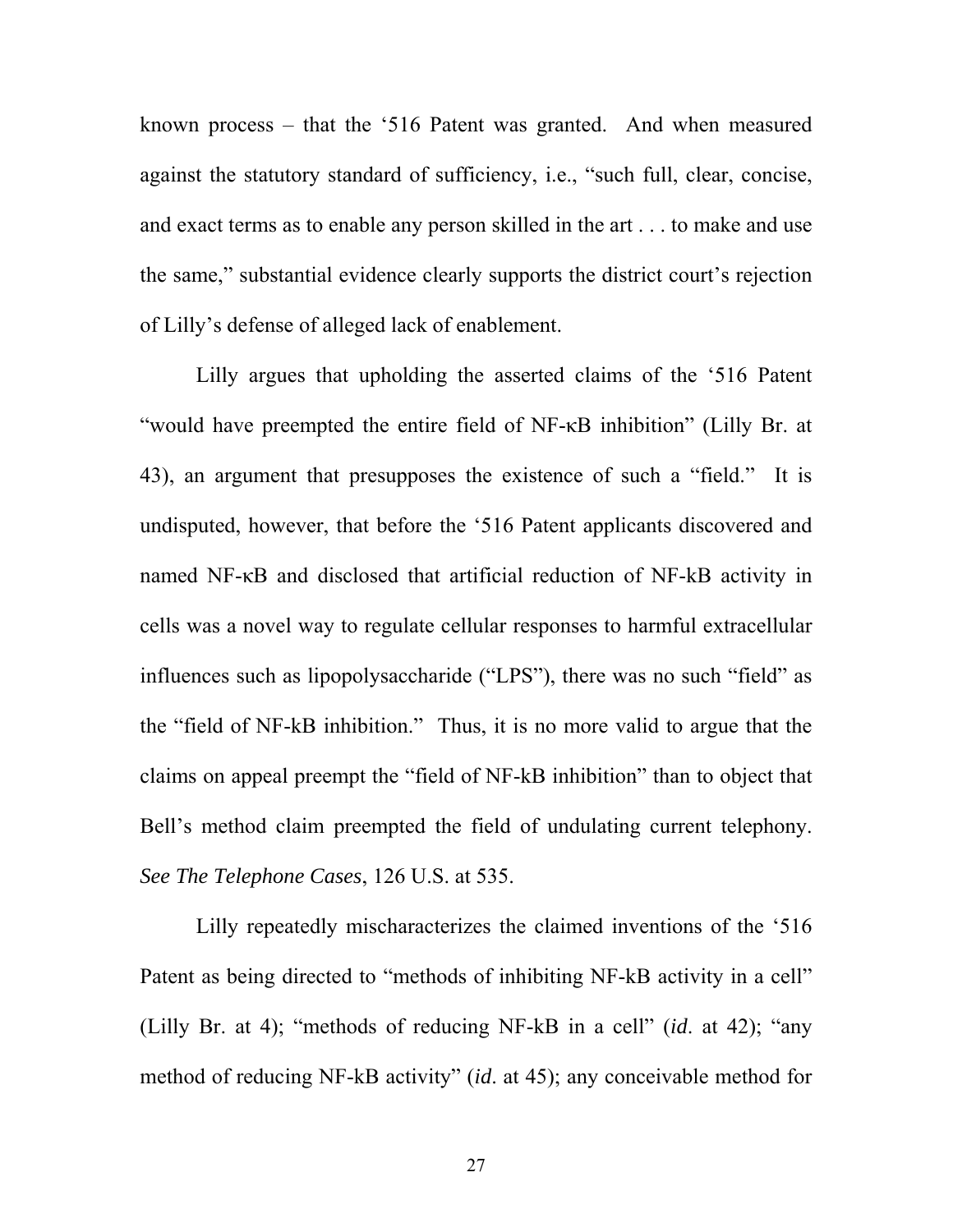known process – that the '516 Patent was granted. And when measured against the statutory standard of sufficiency, i.e., "such full, clear, concise, and exact terms as to enable any person skilled in the art . . . to make and use the same," substantial evidence clearly supports the district court's rejection of Lilly's defense of alleged lack of enablement.

Lilly argues that upholding the asserted claims of the '516 Patent "would have preempted the entire field of NF-κB inhibition" (Lilly Br. at 43), an argument that presupposes the existence of such a "field." It is undisputed, however, that before the '516 Patent applicants discovered and named NF-κB and disclosed that artificial reduction of NF-kB activity in cells was a novel way to regulate cellular responses to harmful extracellular influences such as lipopolysaccharide ("LPS"), there was no such "field" as the "field of NF-kB inhibition." Thus, it is no more valid to argue that the claims on appeal preempt the "field of NF-kB inhibition" than to object that Bell's method claim preempted the field of undulating current telephony. *See The Telephone Cases*, 126 U.S. at 535.

Lilly repeatedly mischaracterizes the claimed inventions of the '516 Patent as being directed to "methods of inhibiting NF-kB activity in a cell" (Lilly Br. at 4); "methods of reducing NF-kB in a cell" (*id*. at 42); "any method of reducing NF-kB activity" (*id*. at 45); any conceivable method for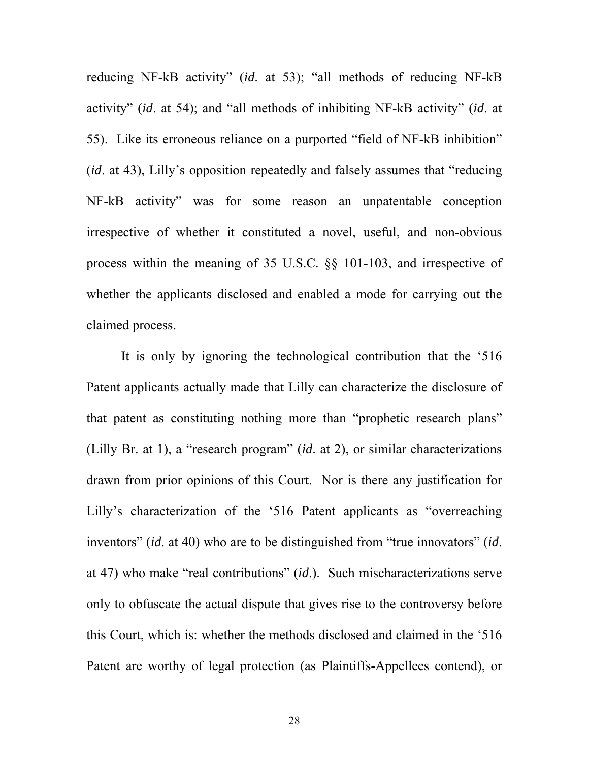reducing NF-kB activity" (*id.* at 53); "all methods of reducing NF-kB activity" (*id*. at 54); and "all methods of inhibiting NF-kB activity" (*id.* at 55). Like its erroneous reliance on a purported "field of NF-kB inhibition" (*id*. at 43), Lilly's opposition repeatedly and falsely assumes that "reducing NF-kB activity" was for some reason an unpatentable conception irrespective of whether it constituted a novel, useful, and non-obvious process within the meaning of 35 U.S.C. §§ 101-103, and irrespective of whether the applicants disclosed and enabled a mode for carrying out the claimed process.

It is only by ignoring the technological contribution that the '516 Patent applicants actually made that Lilly can characterize the disclosure of that patent as constituting nothing more than "prophetic research plans" (Lilly Br. at 1), a "research program" (*id.* at 2), or similar characterizations drawn from prior opinions of this Court. Nor is there any justification for Lilly's characterization of the '516 Patent applicants as "overreaching inventors" (*id*. at 40) who are to be distinguished from "true innovators" (*id.* at 47) who make "real contributions" (*id*.). Such mischaracterizations serve only to obfuscate the actual dispute that gives rise to the controversy before this Court, which is: whether the methods disclosed and claimed in the '516 Patent are worthy of legal protection (as Plaintiffs-Appellees contend), or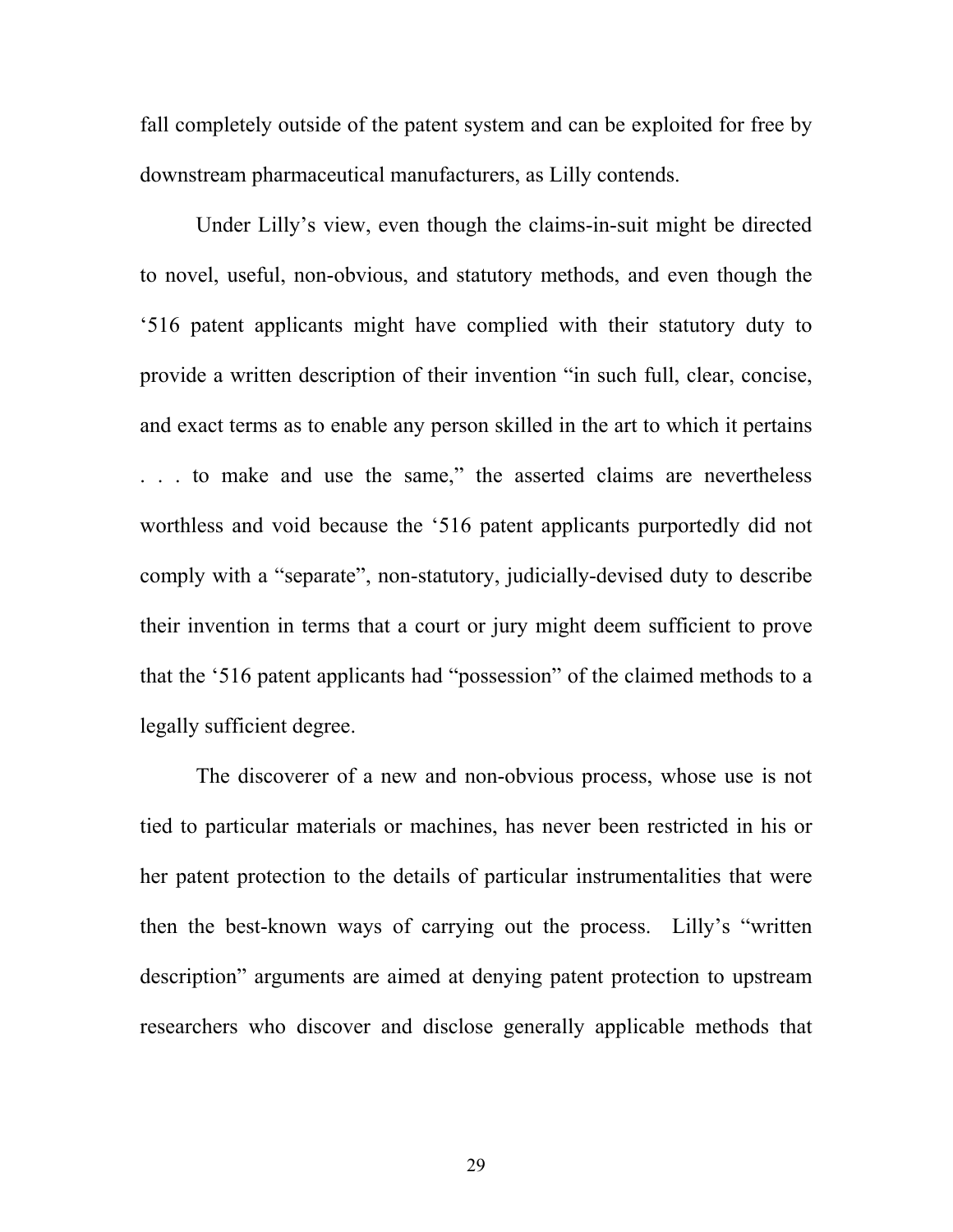fall completely outside of the patent system and can be exploited for free by downstream pharmaceutical manufacturers, as Lilly contends.

Under Lilly's view, even though the claims-in-suit might be directed to novel, useful, non-obvious, and statutory methods, and even though the '516 patent applicants might have complied with their statutory duty to provide a written description of their invention "in such full, clear, concise, and exact terms as to enable any person skilled in the art to which it pertains . . . to make and use the same," the asserted claims are nevertheless worthless and void because the '516 patent applicants purportedly did not comply with a "separate", non-statutory, judicially-devised duty to describe their invention in terms that a court or jury might deem sufficient to prove that the '516 patent applicants had "possession" of the claimed methods to a legally sufficient degree.

The discoverer of a new and non-obvious process, whose use is not tied to particular materials or machines, has never been restricted in his or her patent protection to the details of particular instrumentalities that were then the best-known ways of carrying out the process. Lilly's "written description" arguments are aimed at denying patent protection to upstream researchers who discover and disclose generally applicable methods that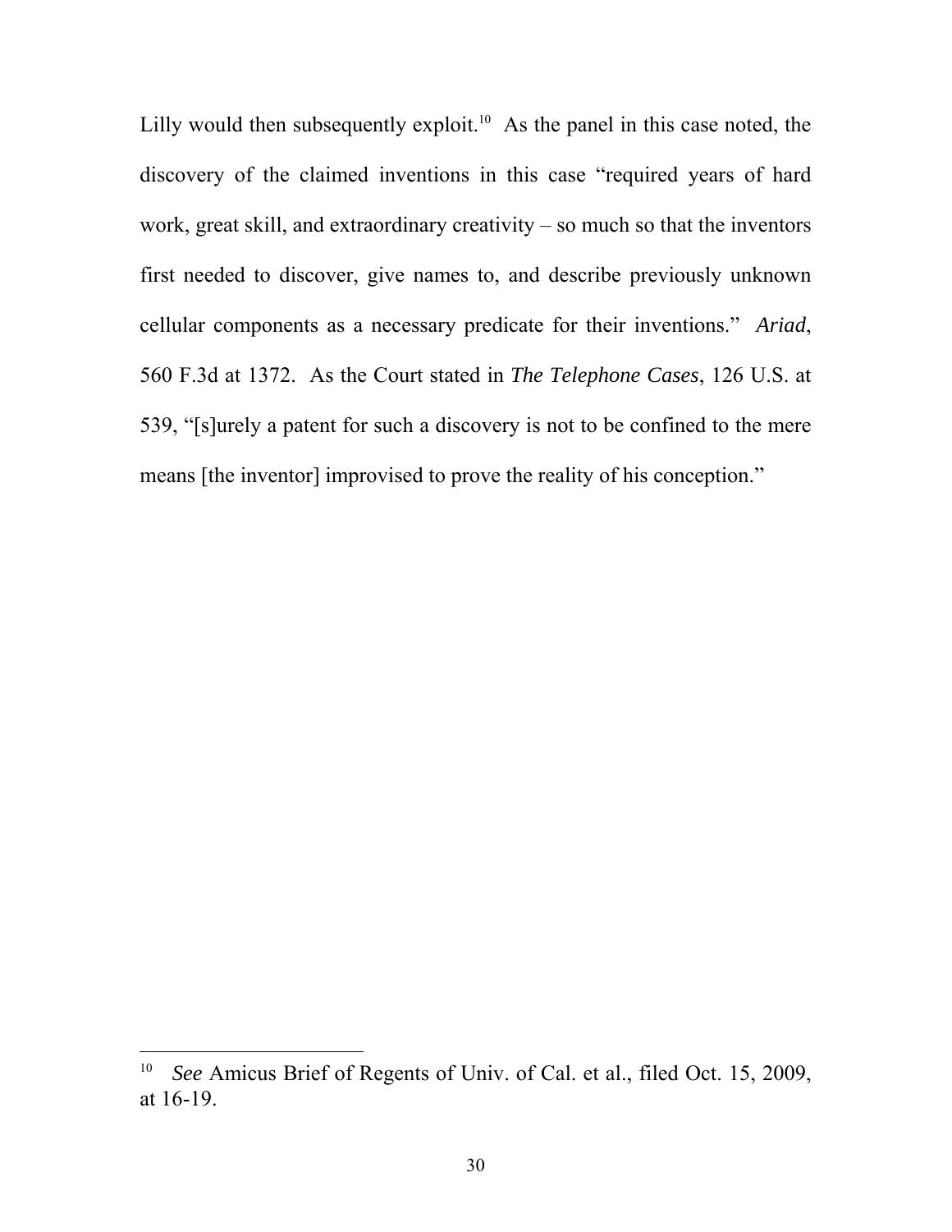Lilly would then subsequently exploit.[10] As the panel in this case noted, the discovery of the claimed inventions in this case "required years of hard work, great skill, and extraordinary creativity – so much so that the inventors first needed to discover, give names to, and describe previously unknown cellular components as a necessary predicate for their inventions." *Ariad*, 560 F.3d at 1372. As the Court stated in *The Telephone Cases*, 126 U.S. at 539, "[s]urely a patent for such a discovery is not to be confined to the mere means [the inventor] improvised to prove the reality of his conception."

---

[10] *See* Amicus Brief of Regents of Univ. of Cal. et al., filed Oct. 15, 2009, at 16-19.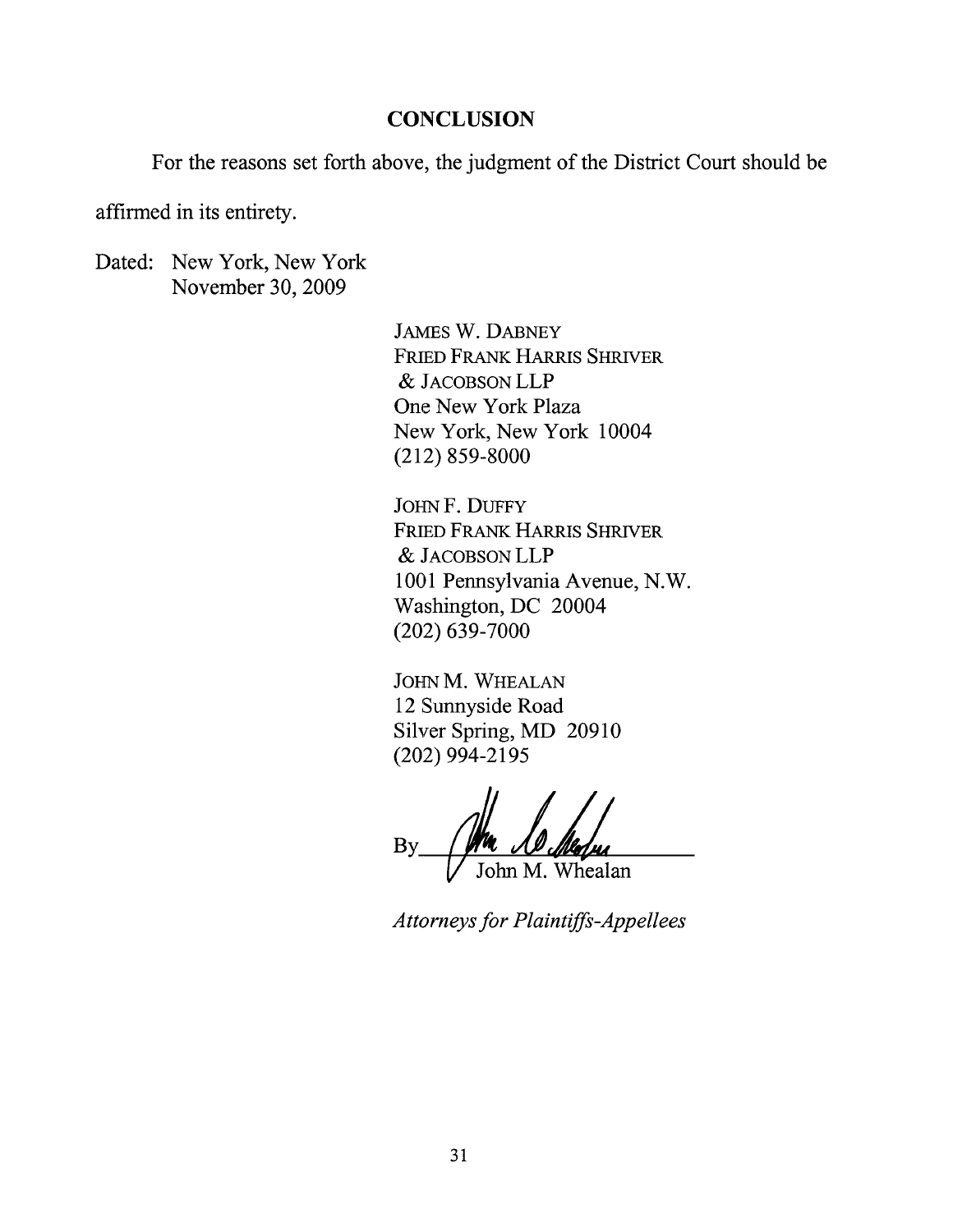## CONCLUSION

For the reasons set forth above, the judgment of the District Court should be affirmed in its entirety.

Dated: New York, New York
November 30, 2009

JAMES W. DABNEY
FRIED FRANK HARRIS SHRIVER
& JACOBSON LLP
One New York Plaza
New York, New York 10004
(212) 859-8000

JOHN F. DUFFY
FRIED FRANK HARRIS SHRIVER
& JACOBSON LLP
1001 Pennsylvania Avenue, N.W.
Washington, DC 20004
(202) 639-7000

JOHN M. WHEALAN
12 Sunnyside Road
Silver Spring, MD 20910
(202) 994-2195

By ______________________
John M. Whealan

*Attorneys for Plaintiffs-Appellees*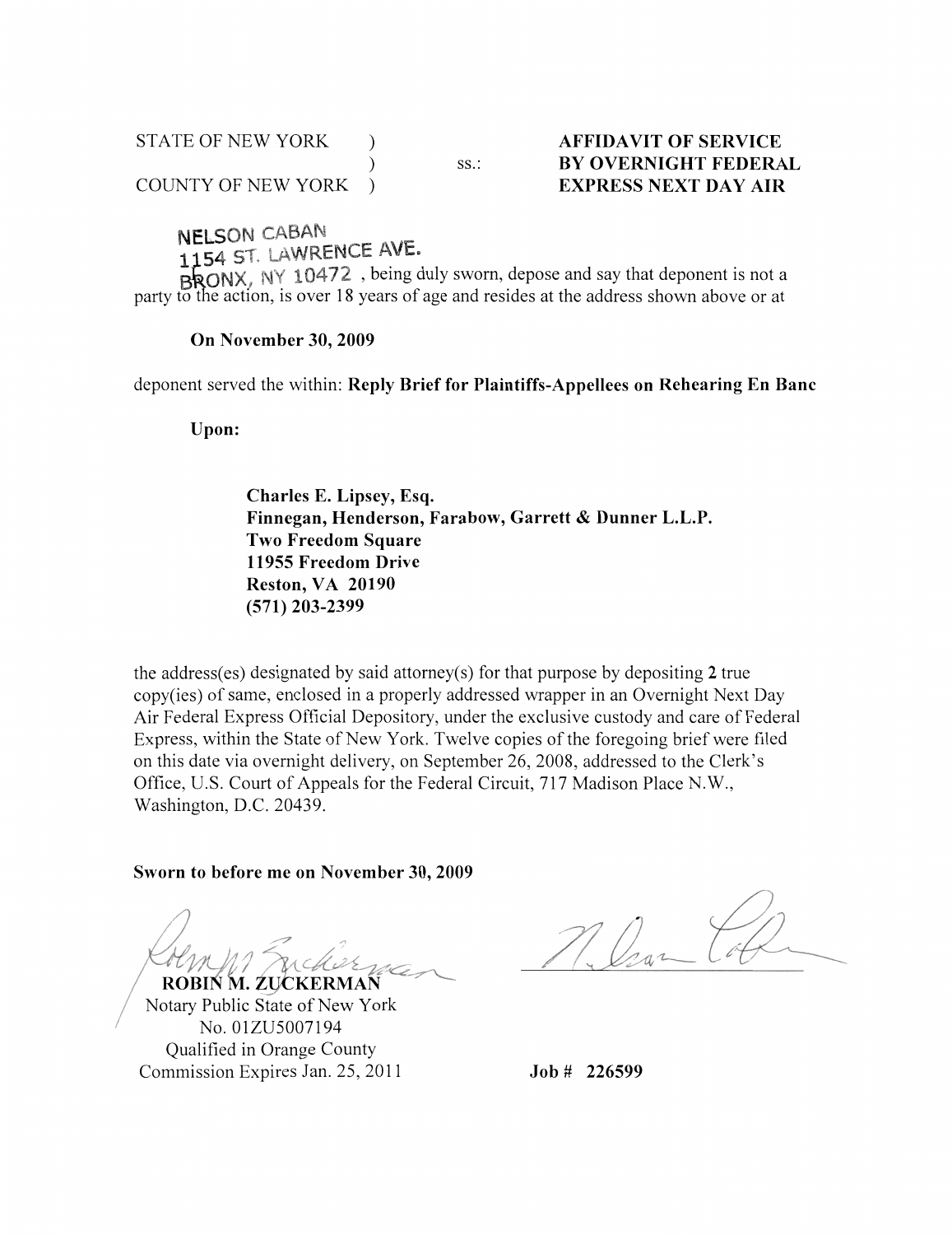STATE OF NEW YORK )
) ss.:
COUNTY OF NEW YORK )

**AFFIDAVIT OF SERVICE BY OVERNIGHT FEDERAL EXPRESS NEXT DAY AIR**

NELSON CABAN
1154 ST. LAWRENCE AVE.
BRONX, NY 10472 , being duly sworn, depose and say that deponent is not a party to the action, is over 18 years of age and resides at the address shown above or at

**On November 30, 2009**

deponent served the within: **Reply Brief for Plaintiffs-Appellees on Rehearing En Banc**

**Upon:**

**Charles E. Lipsey, Esq.**
**Finnegan, Henderson, Farabow, Garrett & Dunner L.L.P.**
**Two Freedom Square**
**11955 Freedom Drive**
**Reston, VA 20190**
**(571) 203-2399**

the address(es) designated by said attorney(s) for that purpose by depositing **2** true copy(ies) of same, enclosed in a properly addressed wrapper in an Overnight Next Day Air Federal Express Official Depository, under the exclusive custody and care of Federal Express, within the State of New York. Twelve copies of the foregoing brief were filed on this date via overnight delivery, on September 26, 2008, addressed to the Clerk's Office, U.S. Court of Appeals for the Federal Circuit, 717 Madison Place N.W., Washington, D.C. 20439.

**Sworn to before me on November 30, 2009**

**ROBIN M. ZUCKERMAN**
Notary Public State of New York
No. 01ZU5007194
Qualified in Orange County
Commission Expires Jan. 25, 2011

**Job # 226599**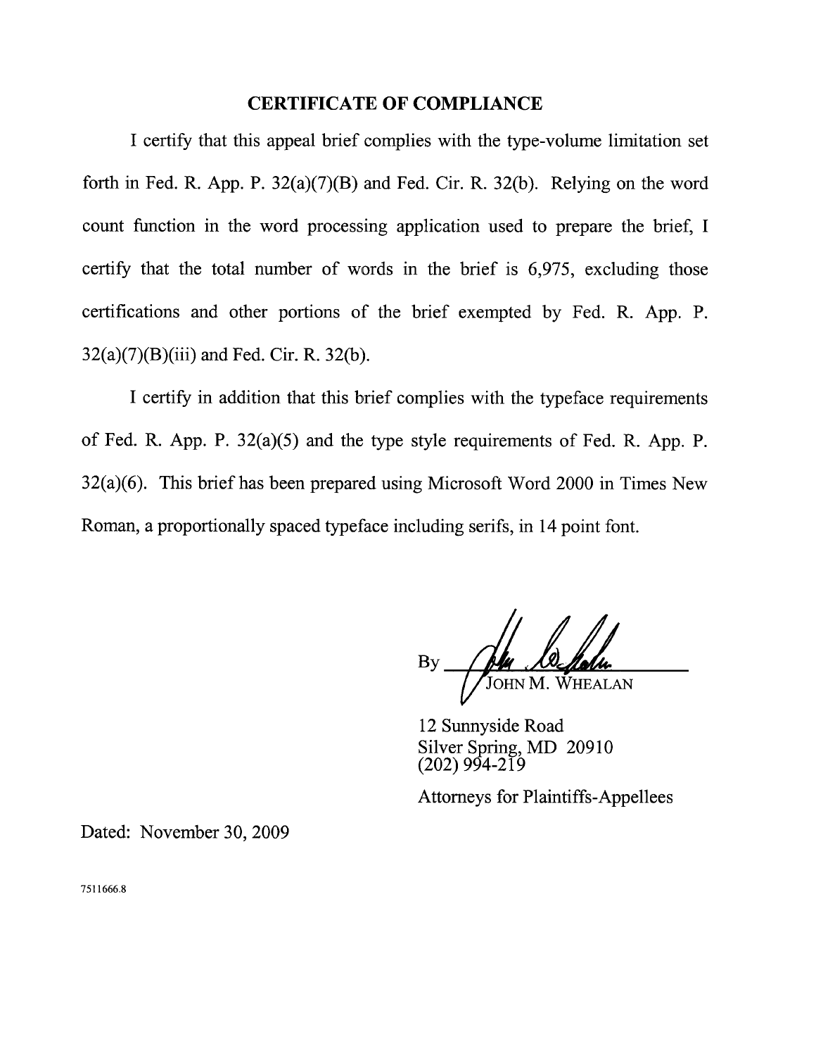## CERTIFICATE OF COMPLIANCE

I certify that this appeal brief complies with the type-volume limitation set forth in Fed. R. App. P. 32(a)(7)(B) and Fed. Cir. R. 32(b). Relying on the word count function in the word processing application used to prepare the brief, I certify that the total number of words in the brief is 6,975, excluding those certifications and other portions of the brief exempted by Fed. R. App. P. 32(a)(7)(B)(iii) and Fed. Cir. R. 32(b).

I certify in addition that this brief complies with the typeface requirements of Fed. R. App. P. 32(a)(5) and the type style requirements of Fed. R. App. P. 32(a)(6). This brief has been prepared using Microsoft Word 2000 in Times New Roman, a proportionally spaced typeface including serifs, in 14 point font.

By ______________________
JOHN M. WHEALAN

12 Sunnyside Road
Silver Spring, MD 20910
(202) 994-219

Attorneys for Plaintiffs-Appellees

Dated: November 30, 2009

7511666.8